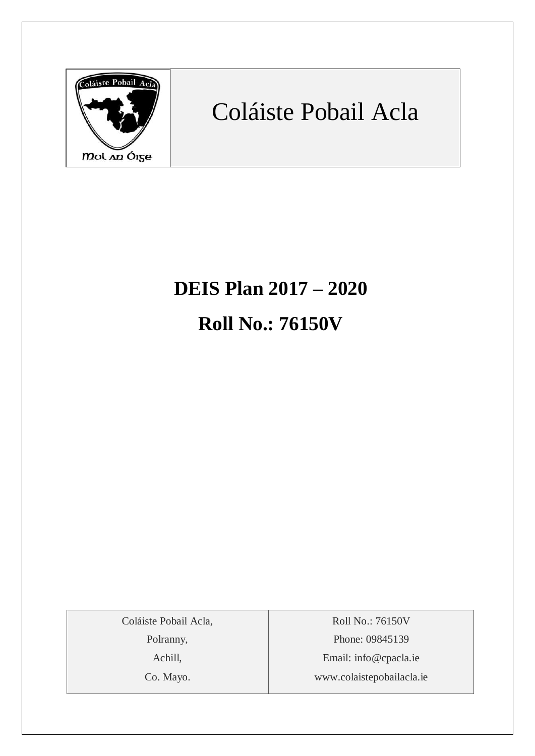Coláiste Pobail Acla

# DEIS Plan 2017 – 2020

# Roll No.: 76150V

| Coláiste Pobail Acla, | Roll No.: 76150V |
|---|---|
| Polranny, | Phone: 09845139 |
| Achill, | Email: info@cpacla.ie |
| Co. Mayo. | www.colaistepobailacla.ie |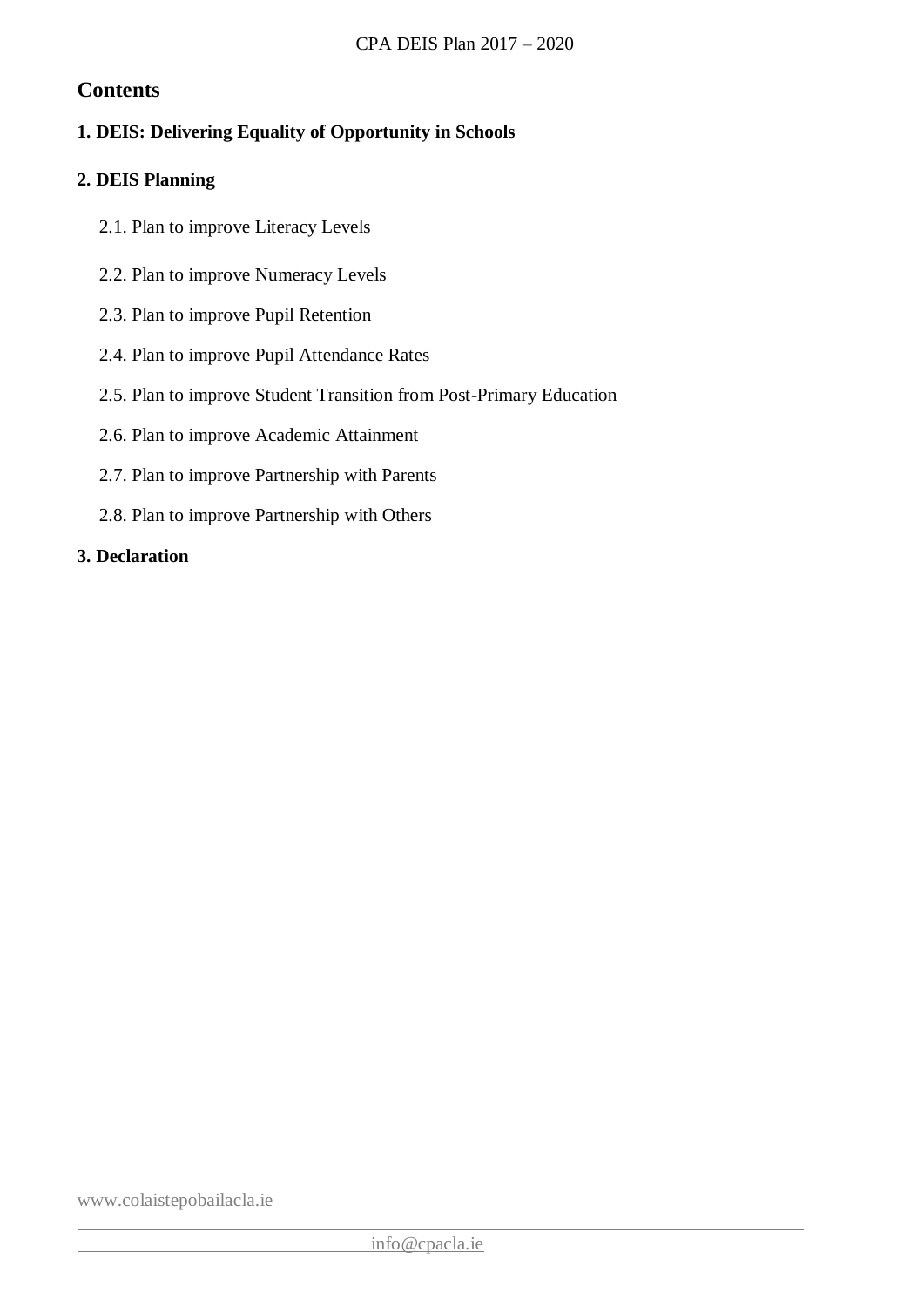## Contents

**1. DEIS: Delivering Equality of Opportunity in Schools**

**2. DEIS Planning**

- 2.1. Plan to improve Literacy Levels
- 2.2. Plan to improve Numeracy Levels
- 2.3. Plan to improve Pupil Retention
- 2.4. Plan to improve Pupil Attendance Rates
- 2.5. Plan to improve Student Transition from Post-Primary Education
- 2.6. Plan to improve Academic Attainment
- 2.7. Plan to improve Partnership with Parents
- 2.8. Plan to improve Partnership with Others

**3. Declaration**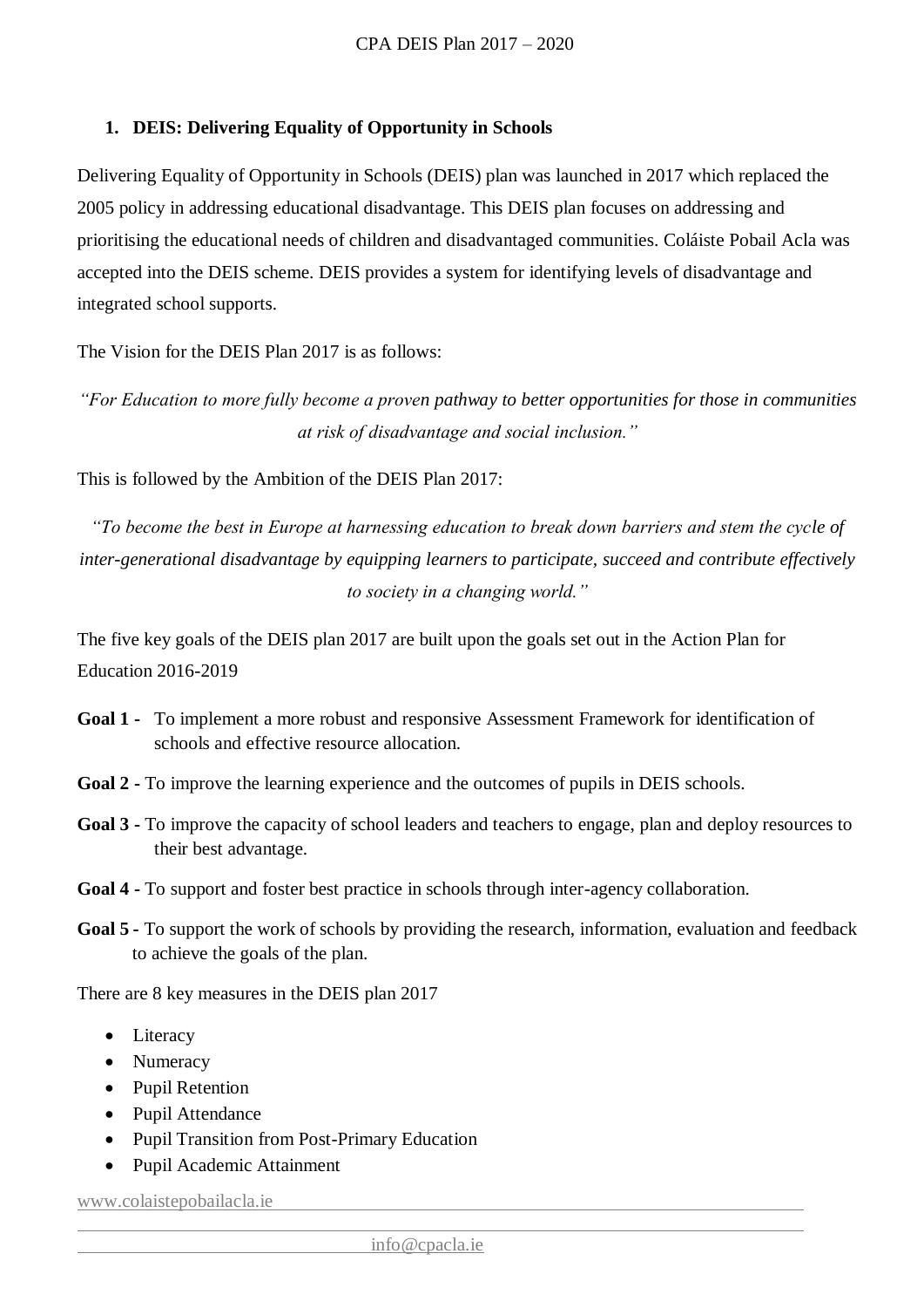## 1. DEIS: Delivering Equality of Opportunity in Schools

Delivering Equality of Opportunity in Schools (DEIS) plan was launched in 2017 which replaced the 2005 policy in addressing educational disadvantage. This DEIS plan focuses on addressing and prioritising the educational needs of children and disadvantaged communities. Coláiste Pobail Acla was accepted into the DEIS scheme. DEIS provides a system for identifying levels of disadvantage and integrated school supports.

The Vision for the DEIS Plan 2017 is as follows:

*"For Education to more fully become a proven pathway to better opportunities for those in communities at risk of disadvantage and social inclusion."*

This is followed by the Ambition of the DEIS Plan 2017:

*"To become the best in Europe at harnessing education to break down barriers and stem the cycle of inter-generational disadvantage by equipping learners to participate, succeed and contribute effectively to society in a changing world."*

The five key goals of the DEIS plan 2017 are built upon the goals set out in the Action Plan for Education 2016-2019

**Goal 1 -** To implement a more robust and responsive Assessment Framework for identification of schools and effective resource allocation.

**Goal 2 -** To improve the learning experience and the outcomes of pupils in DEIS schools.

**Goal 3 -** To improve the capacity of school leaders and teachers to engage, plan and deploy resources to their best advantage.

**Goal 4 -** To support and foster best practice in schools through inter-agency collaboration.

**Goal 5 -** To support the work of schools by providing the research, information, evaluation and feedback to achieve the goals of the plan.

There are 8 key measures in the DEIS plan 2017

- Literacy
- Numeracy
- Pupil Retention
- Pupil Attendance
- Pupil Transition from Post-Primary Education
- Pupil Academic Attainment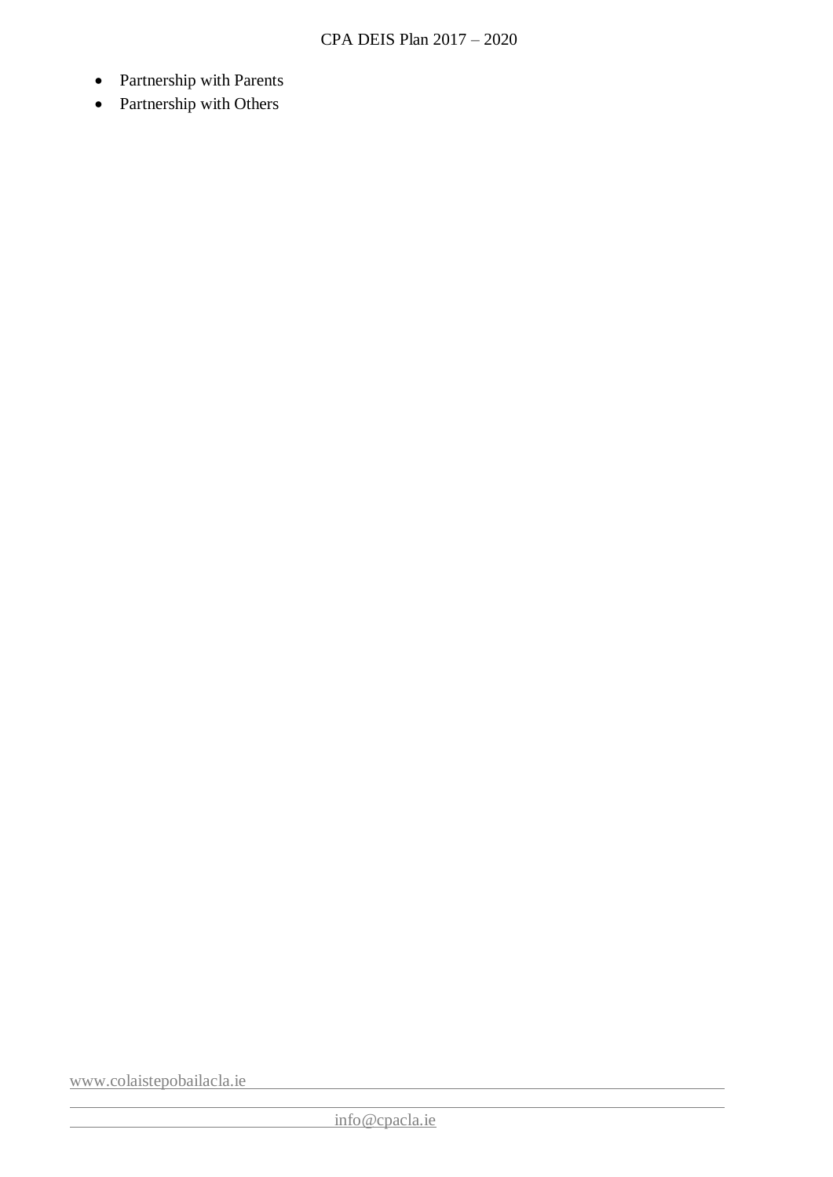- Partnership with Parents
- Partnership with Others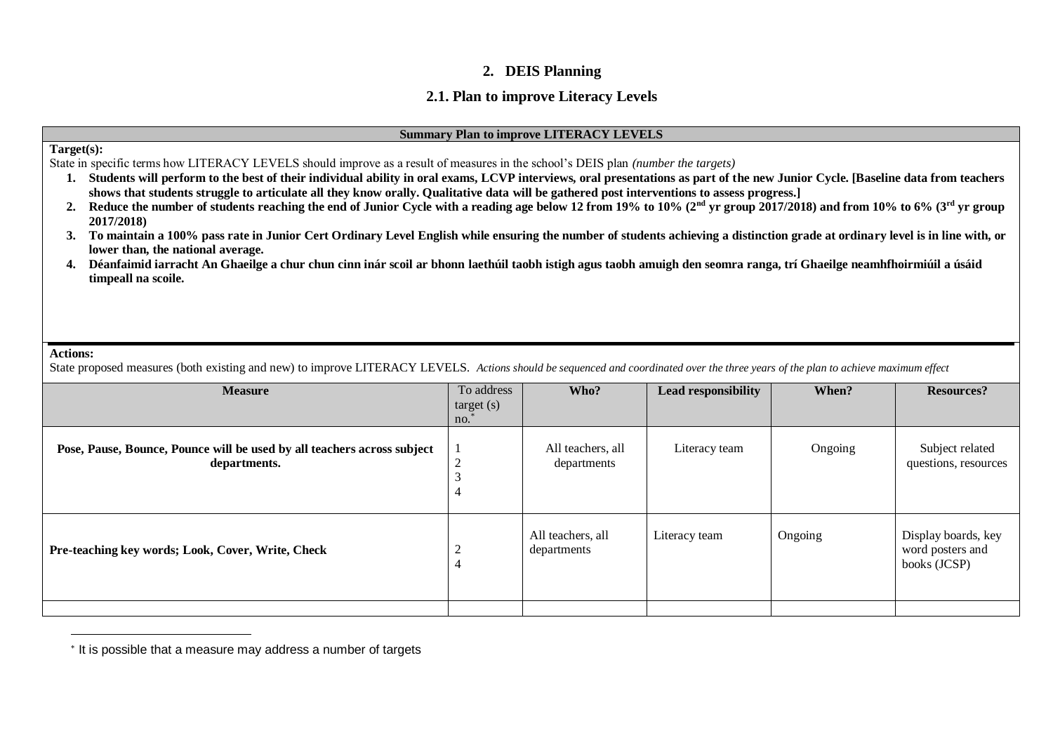## 2. DEIS Planning

### 2.1. Plan to improve Literacy Levels

**Summary Plan to improve LITERACY LEVELS**

**Target(s):**

State in specific terms how LITERACY LEVELS should improve as a result of measures in the school's DEIS plan *(number the targets)*

1. **Students will perform to the best of their individual ability in oral exams, LCVP interviews, oral presentations as part of the new Junior Cycle. [Baseline data from teachers shows that students struggle to articulate all they know orally. Qualitative data will be gathered post interventions to assess progress.]**
2. **Reduce the number of students reaching the end of Junior Cycle with a reading age below 12 from 19% to 10% (2nd yr group 2017/2018) and from 10% to 6% (3rd yr group 2017/2018)**
3. **To maintain a 100% pass rate in Junior Cert Ordinary Level English while ensuring the number of students achieving a distinction grade at ordinary level is in line with, or lower than, the national average.**
4. **Déanfaimid iarracht An Ghaeilge a chur chun cinn inár scoil ar bhonn laethúil taobh istigh agus taobh amuigh den seomra ranga, trí Ghaeilge neamhfhoirmiúil a úsáid timpeall na scoile.**

**Actions:**

State proposed measures (both existing and new) to improve LITERACY LEVELS. *Actions should be sequenced and coordinated over the three years of the plan to achieve maximum effect*

| Measure | To address target (s) no.* | Who? | Lead responsibility | When? | Resources? |
|---|---|---|---|---|---|
| **Pose, Pause, Bounce, Pounce will be used by all teachers across subject departments.** | 1<br>2<br>3<br>4 | All teachers, all departments | Literacy team | Ongoing | Subject related questions, resources |
| **Pre-teaching key words; Look, Cover, Write, Check** | 2<br>4 | All teachers, all departments | Literacy team | Ongoing | Display boards, key word posters and books (JCSP) |
| | | | | | |

* It is possible that a measure may address a number of targets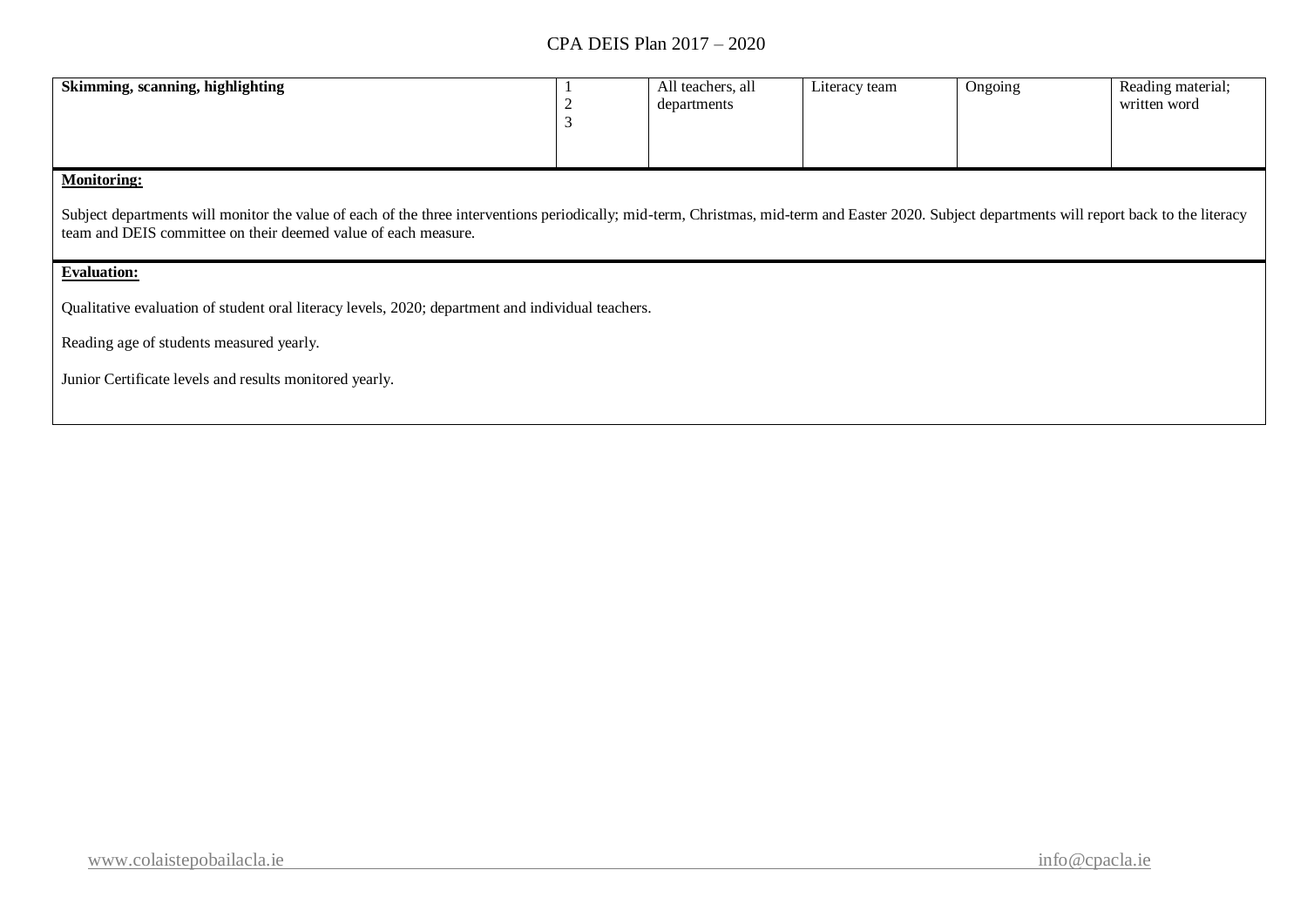| | | | | | |
|---|---|---|---|---|---|
| **Skimming, scanning, highlighting** | 1<br>2<br>3 | All teachers, all departments | Literacy team | Ongoing | Reading material; written word |

**Monitoring:**

Subject departments will monitor the value of each of the three interventions periodically; mid-term, Christmas, mid-term and Easter 2020. Subject departments will report back to the literacy team and DEIS committee on their deemed value of each measure.

**Evaluation:**

Qualitative evaluation of student oral literacy levels, 2020; department and individual teachers.

Reading age of students measured yearly.

Junior Certificate levels and results monitored yearly.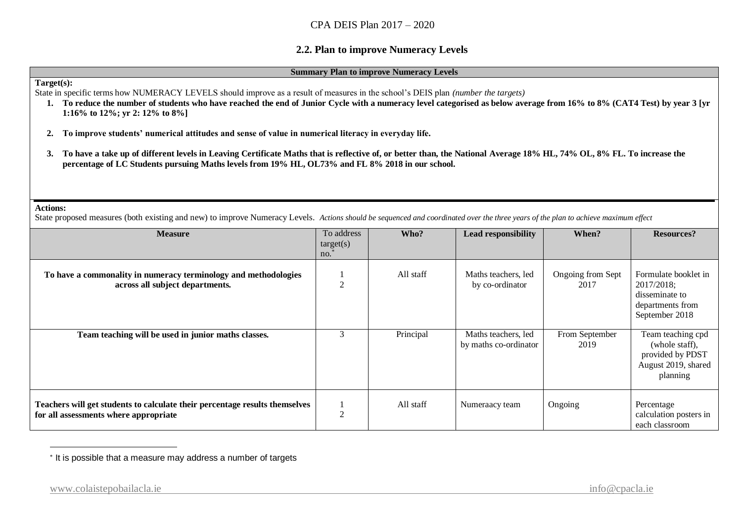## 2.2. Plan to improve Numeracy Levels

**Summary Plan to improve Numeracy Levels**

**Target(s):**

State in specific terms how NUMERACY LEVELS should improve as a result of measures in the school's DEIS plan *(number the targets)*

1. **To reduce the number of students who have reached the end of Junior Cycle with a numeracy level categorised as below average from 16% to 8% (CAT4 Test) by year 3 [yr 1:16% to 12%; yr 2: 12% to 8%]**
2. **To improve students' numerical attitudes and sense of value in numerical literacy in everyday life.**
3. **To have a take up of different levels in Leaving Certificate Maths that is reflective of, or better than, the National Average 18% HL, 74% OL, 8% FL. To increase the percentage of LC Students pursuing Maths levels from 19% HL, OL73% and FL 8% 2018 in our school.**

**Actions:**

State proposed measures (both existing and new) to improve Numeracy Levels. *Actions should be sequenced and coordinated over the three years of the plan to achieve maximum effect*

| Measure | To address target(s) no.* | Who? | Lead responsibility | When? | Resources? |
|---|---|---|---|---|---|
| **To have a commonality in numeracy terminology and methodologies across all subject departments.** | 1<br>2 | All staff | Maths teachers, led by co-ordinator | Ongoing from Sept 2017 | Formulate booklet in 2017/2018; disseminate to departments from September 2018 |
| **Team teaching will be used in junior maths classes.** | 3 | Principal | Maths teachers, led by maths co-ordinator | From September 2019 | Team teaching cpd (whole staff), provided by PDST August 2019, shared planning |
| **Teachers will get students to calculate their percentage results themselves for all assessments where appropriate** | 1<br>2 | All staff | Numeraacy team | Ongoing | Percentage calculation posters in each classroom |

* It is possible that a measure may address a number of targets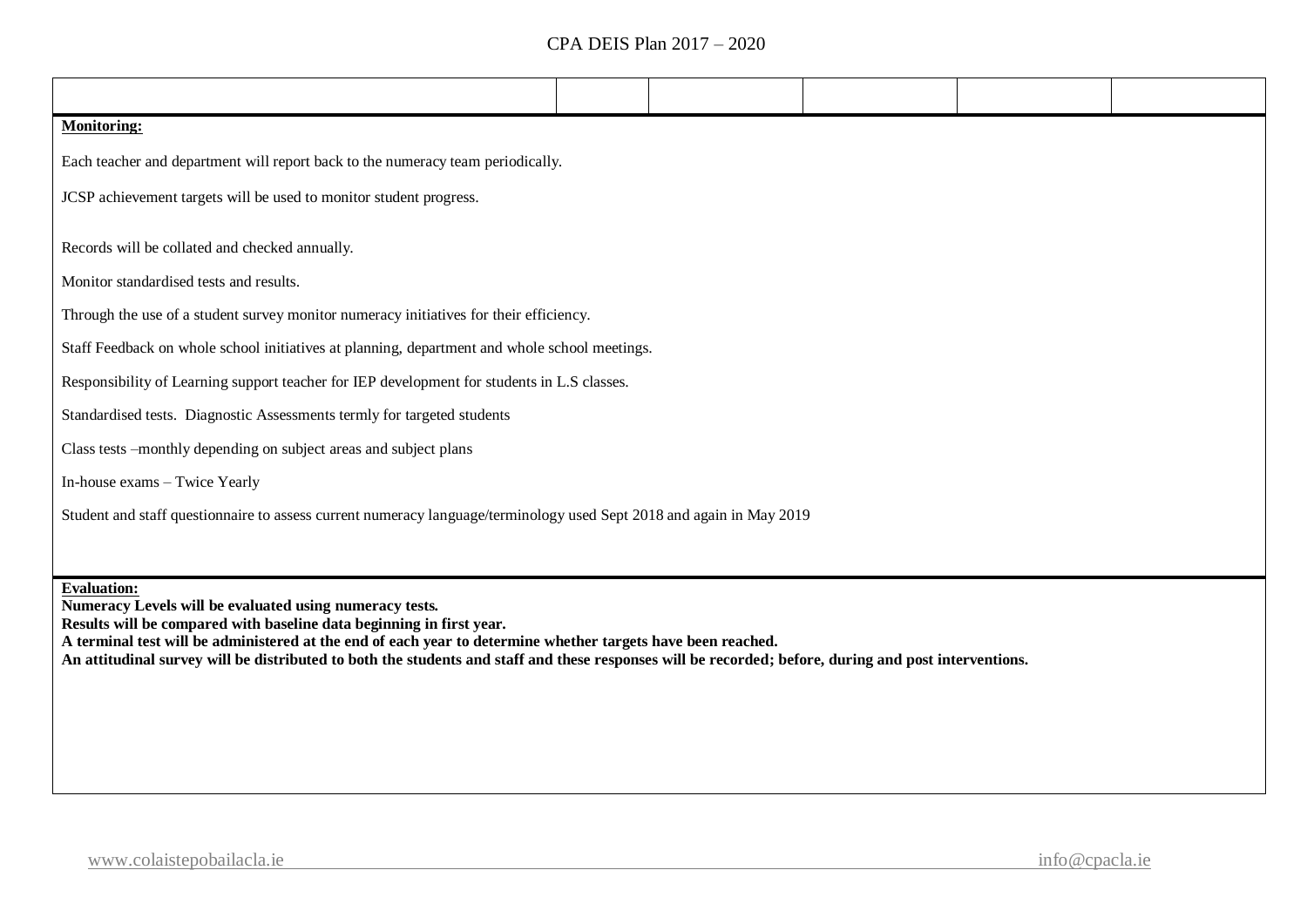| | | | | | |
|---|---|---|---|---|---|

**Monitoring:**

Each teacher and department will report back to the numeracy team periodically.

JCSP achievement targets will be used to monitor student progress.

Records will be collated and checked annually.

Monitor standardised tests and results.

Through the use of a student survey monitor numeracy initiatives for their efficiency.

Staff Feedback on whole school initiatives at planning, department and whole school meetings.

Responsibility of Learning support teacher for IEP development for students in L.S classes.

Standardised tests. Diagnostic Assessments termly for targeted students

Class tests –monthly depending on subject areas and subject plans

In-house exams – Twice Yearly

Student and staff questionnaire to assess current numeracy language/terminology used Sept 2018 and again in May 2019

**Evaluation:**

**Numeracy Levels will be evaluated using numeracy tests.**
**Results will be compared with baseline data beginning in first year.**
**A terminal test will be administered at the end of each year to determine whether targets have been reached.**
**An attitudinal survey will be distributed to both the students and staff and these responses will be recorded; before, during and post interventions.**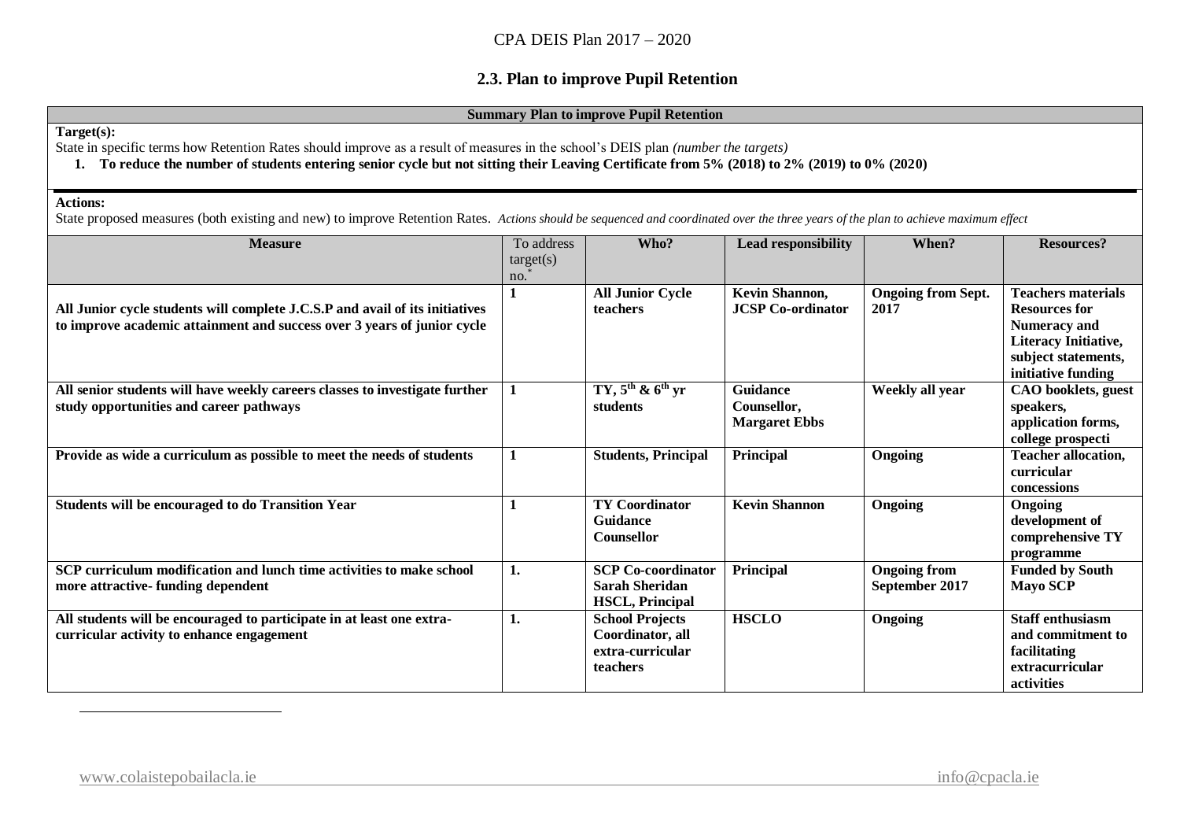## 2.3. Plan to improve Pupil Retention

**Summary Plan to improve Pupil Retention**

**Target(s):**

State in specific terms how Retention Rates should improve as a result of measures in the school's DEIS plan *(number the targets)*

1. **To reduce the number of students entering senior cycle but not sitting their Leaving Certificate from 5% (2018) to 2% (2019) to 0% (2020)**

**Actions:**

State proposed measures (both existing and new) to improve Retention Rates. *Actions should be sequenced and coordinated over the three years of the plan to achieve maximum effect*

| Measure | To address target(s) no.* | Who? | Lead responsibility | When? | Resources? |
|---|---|---|---|---|---|
| **All Junior cycle students will complete J.C.S.P and avail of its initiatives to improve academic attainment and success over 3 years of junior cycle** | **1** | **All Junior Cycle teachers** | **Kevin Shannon, JCSP Co-ordinator** | **Ongoing from Sept. 2017** | **Teachers materials Resources for Numeracy and Literacy Initiative, subject statements, initiative funding** |
| **All senior students will have weekly careers classes to investigate further study opportunities and career pathways** | **1** | **TY, $5^{th}$ & $6^{th}$ yr students** | **Guidance Counsellor, Margaret Ebbs** | **Weekly all year** | **CAO booklets, guest speakers, application forms, college prospecti** |
| **Provide as wide a curriculum as possible to meet the needs of students** | **1** | **Students, Principal** | **Principal** | **Ongoing** | **Teacher allocation, curricular concessions** |
| **Students will be encouraged to do Transition Year** | **1** | **TY Coordinator Guidance Counsellor** | **Kevin Shannon** | **Ongoing** | **Ongoing development of comprehensive TY programme** |
| **SCP curriculum modification and lunch time activities to make school more attractive- funding dependent** | **1.** | **SCP Co-coordinator Sarah Sheridan HSCL, Principal** | **Principal** | **Ongoing from September 2017** | **Funded by South Mayo SCP** |
| **All students will be encouraged to participate in at least one extra-curricular activity to enhance engagement** | **1.** | **School Projects Coordinator, all extra-curricular teachers** | **HSCLO** | **Ongoing** | **Staff enthusiasm and commitment to facilitating extracurricular activities** |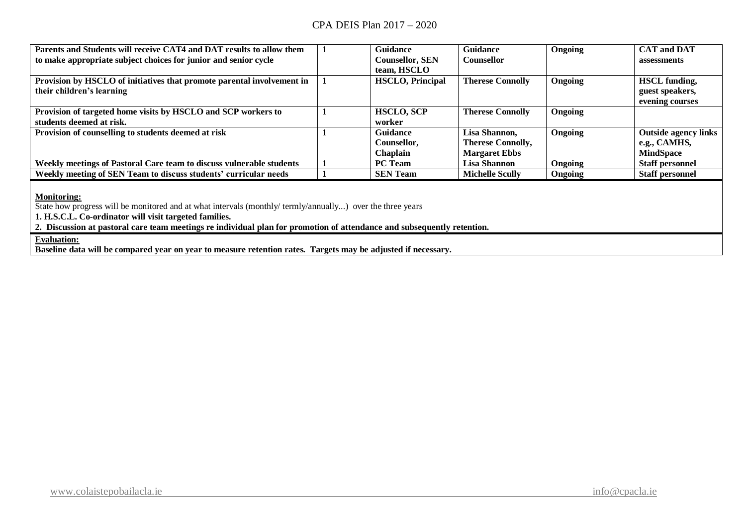| | | | | | |
|---|---|---|---|---|---|
| **Parents and Students will receive CAT4 and DAT results to allow them to make appropriate subject choices for junior and senior cycle** | **1** | **Guidance Counsellor, SEN team, HSCLO** | **Guidance Counsellor** | **Ongoing** | **CAT and DAT assessments** |
| **Provision by HSCLO of initiatives that promote parental involvement in their children's learning** | **1** | **HSCLO, Principal** | **Therese Connolly** | **Ongoing** | **HSCL funding, guest speakers, evening courses** |
| **Provision of targeted home visits by HSCLO and SCP workers to students deemed at risk.** | **1** | **HSCLO, SCP worker** | **Therese Connolly** | **Ongoing** | |
| **Provision of counselling to students deemed at risk** | **1** | **Guidance Counsellor, Chaplain** | **Lisa Shannon, Therese Connolly, Margaret Ebbs** | **Ongoing** | **Outside agency links e.g., CAMHS, MindSpace** |
| **Weekly meetings of Pastoral Care team to discuss vulnerable students** | **1** | **PC Team** | **Lisa Shannon** | **Ongoing** | **Staff personnel** |
| **Weekly meeting of SEN Team to discuss students' curricular needs** | **1** | **SEN Team** | **Michelle Scully** | **Ongoing** | **Staff personnel** |

**Monitoring:**

State how progress will be monitored and at what intervals (monthly/ termly/annually...) over the three years

**1. H.S.C.L. Co-ordinator will visit targeted families.**

**2. Discussion at pastoral care team meetings re individual plan for promotion of attendance and subsequently retention.**

**Evaluation:**

**Baseline data will be compared year on year to measure retention rates. Targets may be adjusted if necessary.**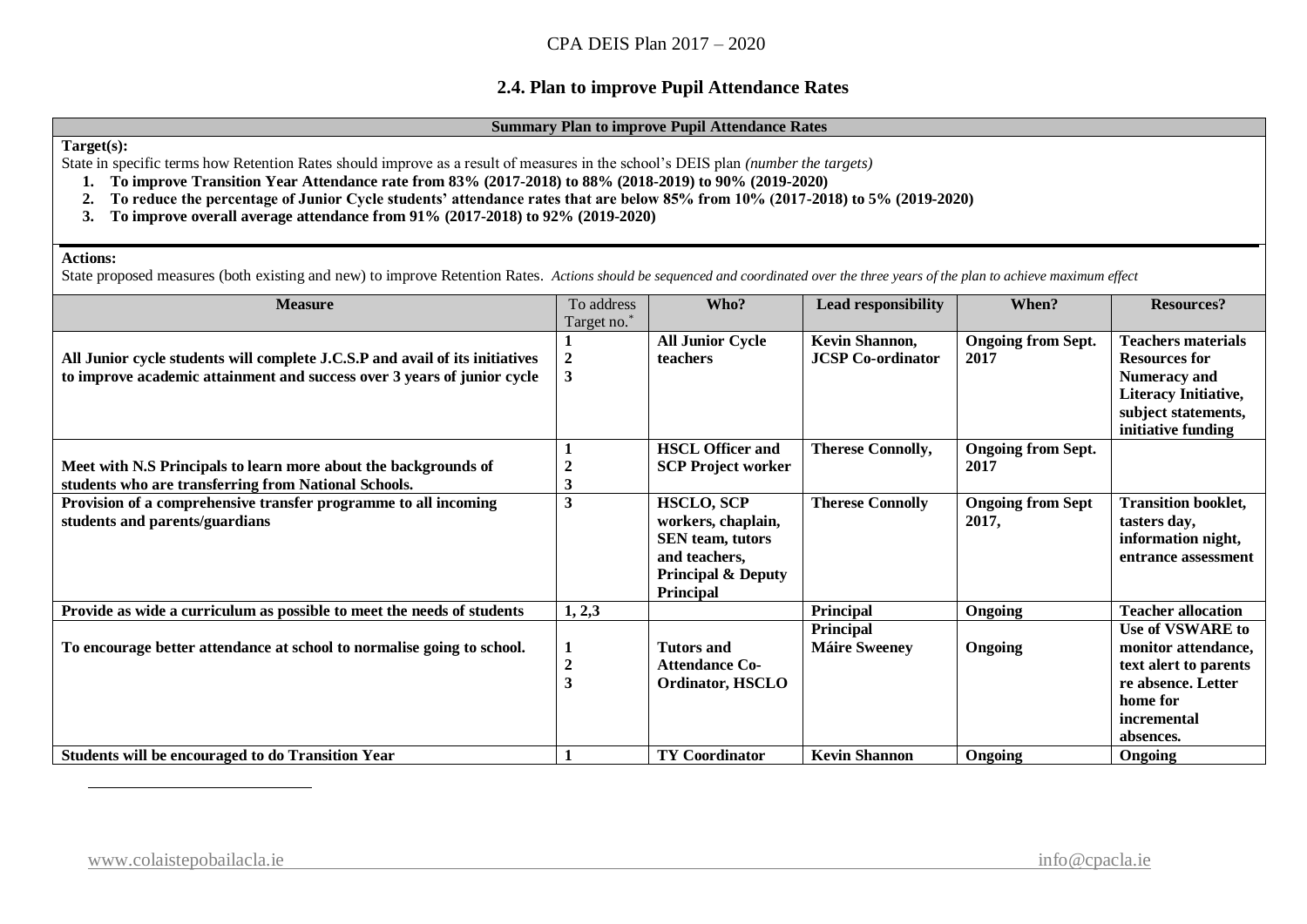## 2.4. Plan to improve Pupil Attendance Rates

**Summary Plan to improve Pupil Attendance Rates**

**Target(s):**

State in specific terms how Retention Rates should improve as a result of measures in the school's DEIS plan *(number the targets)*

1. **To improve Transition Year Attendance rate from 83% (2017-2018) to 88% (2018-2019) to 90% (2019-2020)**
2. **To reduce the percentage of Junior Cycle students' attendance rates that are below 85% from 10% (2017-2018) to 5% (2019-2020)**
3. **To improve overall average attendance from 91% (2017-2018) to 92% (2019-2020)**

**Actions:**

State proposed measures (both existing and new) to improve Retention Rates. *Actions should be sequenced and coordinated over the three years of the plan to achieve maximum effect*

| Measure | To address Target no.* | Who? | Lead responsibility | When? | Resources? |
|---|---|---|---|---|---|
| **All Junior cycle students will complete J.C.S.P and avail of its initiatives to improve academic attainment and success over 3 years of junior cycle** | **1 2 3** | **All Junior Cycle teachers** | **Kevin Shannon, JCSP Co-ordinator** | **Ongoing from Sept. 2017** | **Teachers materials Resources for Numeracy and Literacy Initiative, subject statements, initiative funding** |
| **Meet with N.S Principals to learn more about the backgrounds of students who are transferring from National Schools.** | **1 2 3** | **HSCL Officer and SCP Project worker** | **Therese Connolly,** | **Ongoing from Sept. 2017** | |
| **Provision of a comprehensive transfer programme to all incoming students and parents/guardians** | **3** | **HSCLO, SCP workers, chaplain, SEN team, tutors and teachers, Principal & Deputy Principal** | **Therese Connolly** | **Ongoing from Sept 2017,** | **Transition booklet, tasters day, information night, entrance assessment** |
| **Provide as wide a curriculum as possible to meet the needs of students** | **1, 2,3** | | **Principal** | **Ongoing** | **Teacher allocation** |
| **To encourage better attendance at school to normalise going to school.** | **1 2 3** | **Tutors and Attendance Co-Ordinator, HSCLO** | **Principal Máire Sweeney** | **Ongoing** | **Use of VSWARE to monitor attendance, text alert to parents re absence. Letter home for incremental absences.** |
| **Students will be encouraged to do Transition Year** | **1** | **TY Coordinator** | **Kevin Shannon** | **Ongoing** | **Ongoing** |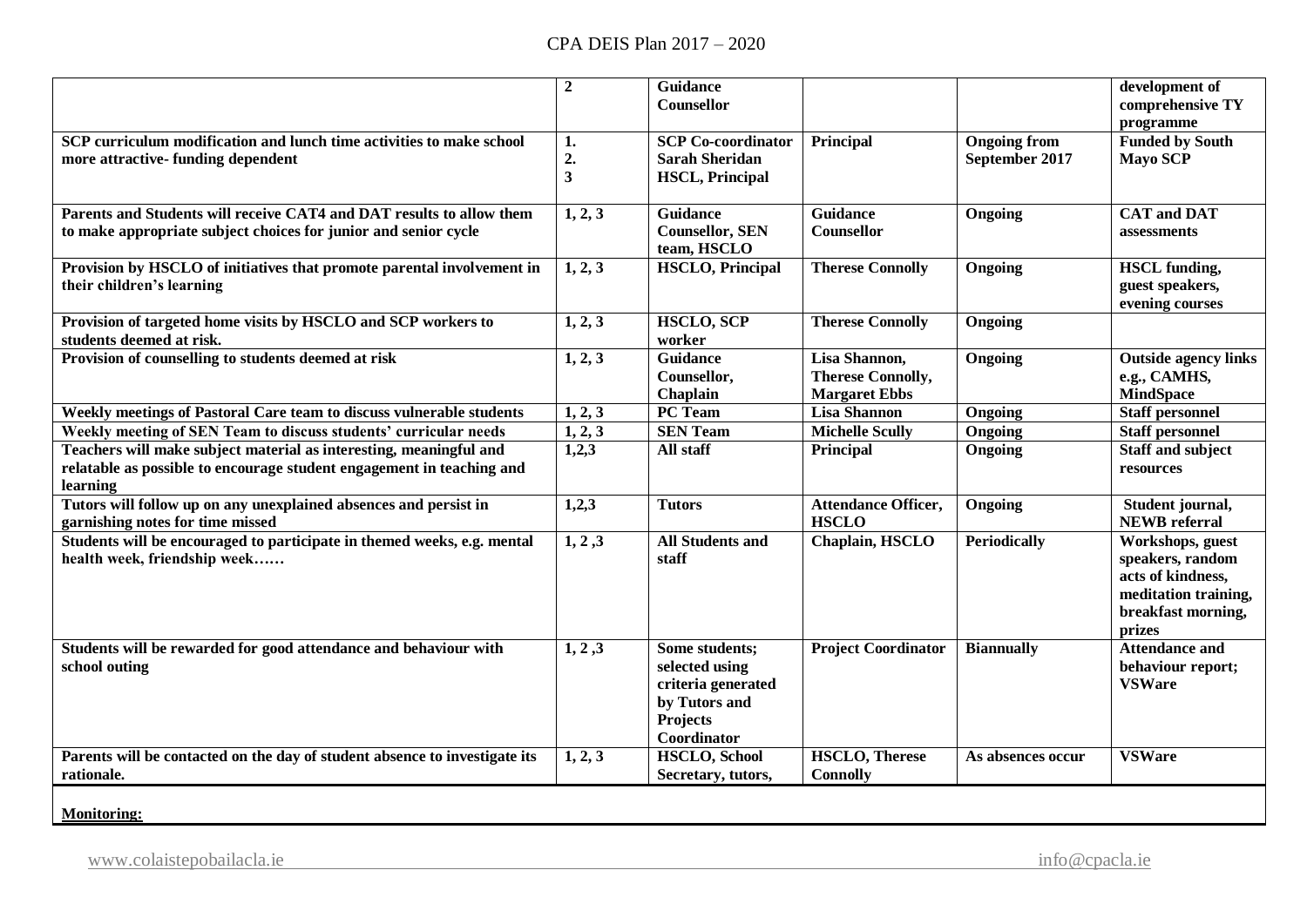| | | | | | |
|---|---|---|---|---|---|
| | **2** | **Guidance Counsellor** | | | **development of comprehensive TY programme** |
| **SCP curriculum modification and lunch time activities to make school more attractive- funding dependent** | **1. 2. 3** | **SCP Co-coordinator Sarah Sheridan HSCLO, Principal** | **Principal** | **Ongoing from September 2017** | **Funded by South Mayo SCP** |
| **Parents and Students will receive CAT4 and DAT results to allow them to make appropriate subject choices for junior and senior cycle** | **1, 2, 3** | **Guidance Counsellor, SEN team, HSCLO** | **Guidance Counsellor** | **Ongoing** | **CAT and DAT assessments** |
| **Provision by HSCLO of initiatives that promote parental involvement in their children's learning** | **1, 2, 3** | **HSCLO, Principal** | **Therese Connolly** | **Ongoing** | **HSCL funding, guest speakers, evening courses** |
| **Provision of targeted home visits by HSCLO and SCP workers to students deemed at risk.** | **1, 2, 3** | **HSCLO, SCP worker** | **Therese Connolly** | **Ongoing** | |
| **Provision of counselling to students deemed at risk** | **1, 2, 3** | **Guidance Counsellor, Chaplain** | **Lisa Shannon, Therese Connolly, Margaret Ebbs** | **Ongoing** | **Outside agency links e.g., CAMHS, MindSpace** |
| **Weekly meetings of Pastoral Care team to discuss vulnerable students** | **1, 2, 3** | **PC Team** | **Lisa Shannon** | **Ongoing** | **Staff personnel** |
| **Weekly meeting of SEN Team to discuss students' curricular needs** | **1, 2, 3** | **SEN Team** | **Michelle Scully** | **Ongoing** | **Staff personnel** |
| **Teachers will make subject material as interesting, meaningful and relatable as possible to encourage student engagement in teaching and learning** | **1,2,3** | **All staff** | **Principal** | **Ongoing** | **Staff and subject resources** |
| **Tutors will follow up on any unexplained absences and persist in garnishing notes for time missed** | **1,2,3** | **Tutors** | **Attendance Officer, HSCLO** | **Ongoing** | **Student journal, NEWB referral** |
| **Students will be encouraged to participate in themed weeks, e.g. mental health week, friendship week……** | **1, 2 ,3** | **All Students and staff** | **Chaplain, HSCLO** | **Periodically** | **Workshops, guest speakers, random acts of kindness, meditation training, breakfast morning, prizes** |
| **Students will be rewarded for good attendance and behaviour with school outing** | **1, 2 ,3** | **Some students; selected using criteria generated by Tutors and Projects Coordinator** | **Project Coordinator** | **Biannually** | **Attendance and behaviour report; VSWare** |
| **Parents will be contacted on the day of student absence to investigate its rationale.** | **1, 2, 3** | **HSCLO, School Secretary, tutors,** | **HSCLO, Therese Connolly** | **As absences occur** | **VSWare** |

**Monitoring:**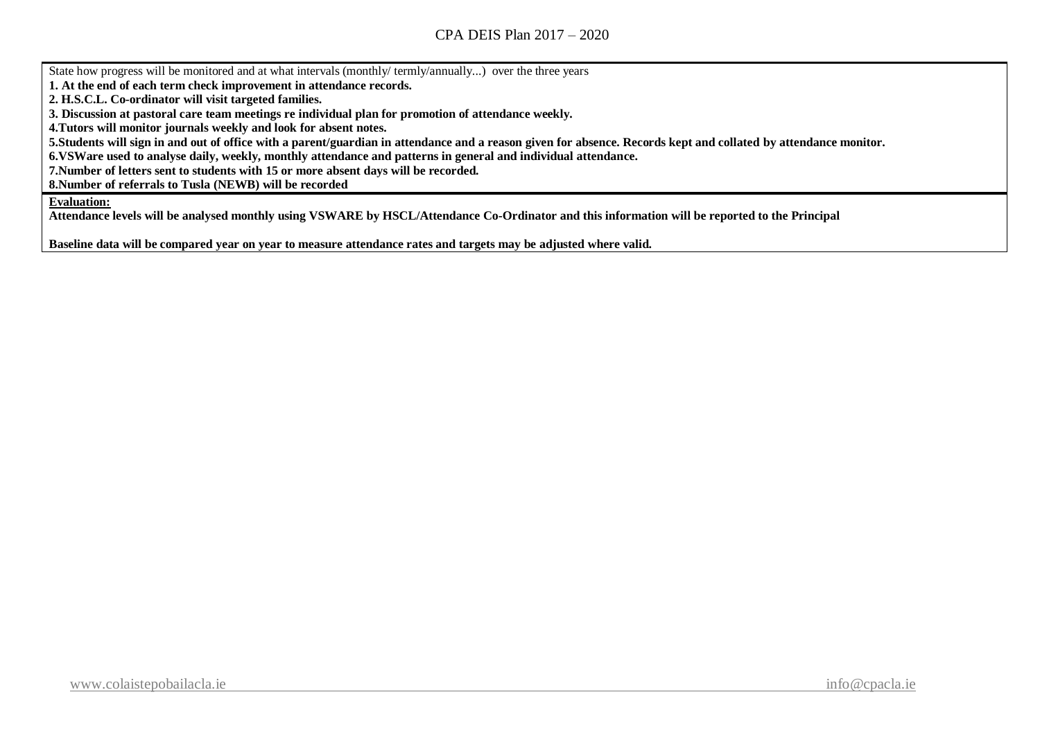State how progress will be monitored and at what intervals (monthly/ termly/annually...) over the three years

**1. At the end of each term check improvement in attendance records.**
**2. H.S.C.L. Co-ordinator will visit targeted families.**
**3. Discussion at pastoral care team meetings re individual plan for promotion of attendance weekly.**
**4.Tutors will monitor journals weekly and look for absent notes.**
**5.Students will sign in and out of office with a parent/guardian in attendance and a reason given for absence. Records kept and collated by attendance monitor.**
**6.VSWare used to analyse daily, weekly, monthly attendance and patterns in general and individual attendance.**
**7.Number of letters sent to students with 15 or more absent days will be recorded.**
**8.Number of referrals to Tusla (NEWB) will be recorded**

**Evaluation:**

**Attendance levels will be analysed monthly using VSWARE by HSCL/Attendance Co-Ordinator and this information will be reported to the Principal**

**Baseline data will be compared year on year to measure attendance rates and targets may be adjusted where valid.**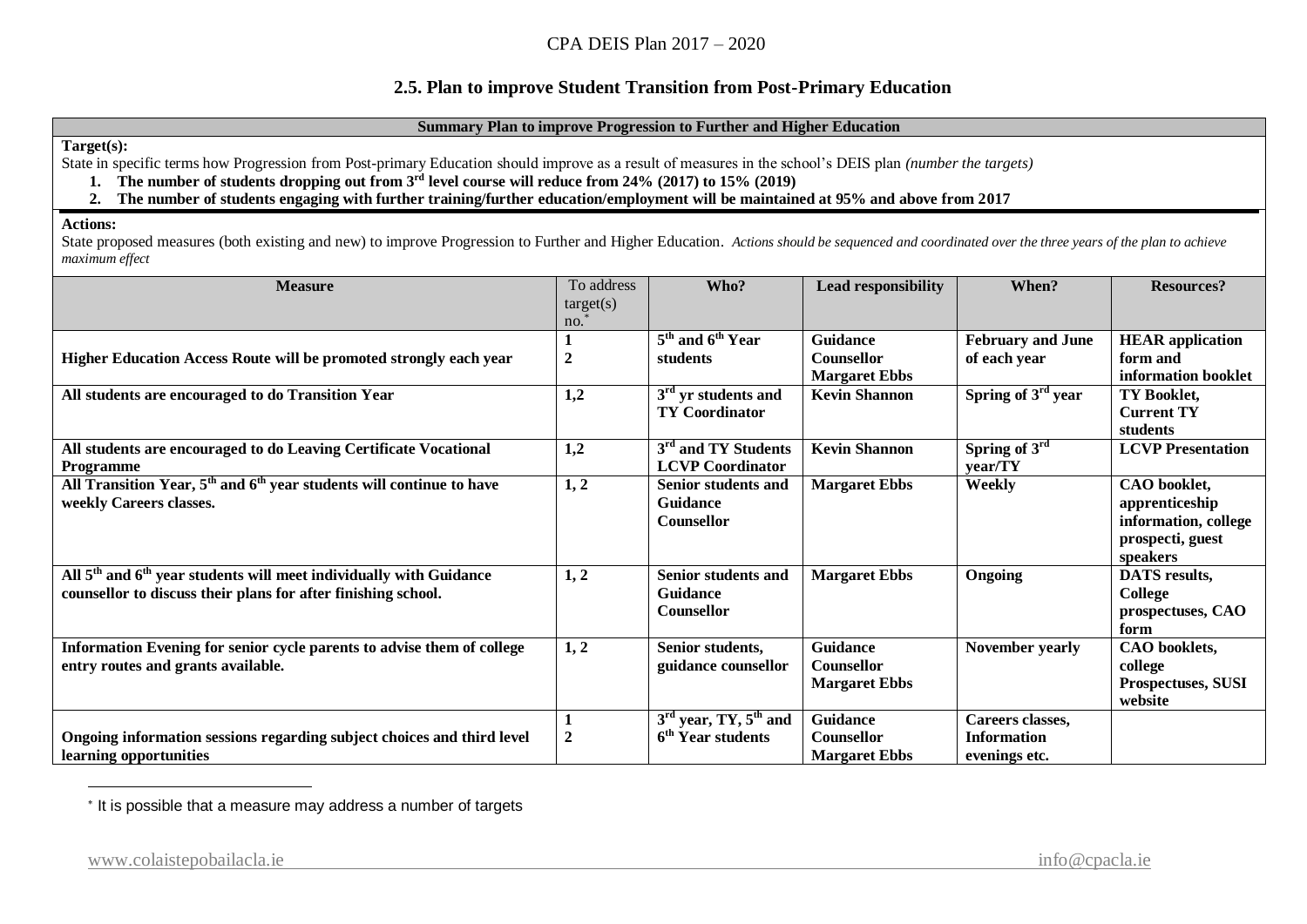## 2.5. Plan to improve Student Transition from Post-Primary Education

**Summary Plan to improve Progression to Further and Higher Education**

**Target(s):**

State in specific terms how Progression from Post-primary Education should improve as a result of measures in the school's DEIS plan *(number the targets)*

1. **The number of students dropping out from 3rd level course will reduce from 24% (2017) to 15% (2019)**
2. **The number of students engaging with further training/further education/employment will be maintained at 95% and above from 2017**

**Actions:**

State proposed measures (both existing and new) to improve Progression to Further and Higher Education. *Actions should be sequenced and coordinated over the three years of the plan to achieve maximum effect*

| Measure | To address target(s) no.* | Who? | Lead responsibility | When? | Resources? |
|---|---|---|---|---|---|
| **Higher Education Access Route will be promoted strongly each year** | **1<br>2** | **5th and 6th Year students** | **Guidance Counsellor Margaret Ebbs** | **February and June of each year** | **HEAR application form and information booklet** |
| **All students are encouraged to do Transition Year** | **1,2** | **3rd yr students and TY Coordinator** | **Kevin Shannon** | **Spring of 3rd year** | **TY Booklet, Current TY students** |
| **All students are encouraged to do Leaving Certificate Vocational Programme** | **1,2** | **3rd and TY Students LCVP Coordinator** | **Kevin Shannon** | **Spring of 3rd year/TY** | **LCVP Presentation** |
| **All Transition Year, 5th and 6th year students will continue to have weekly Careers classes.** | **1, 2** | **Senior students and Guidance Counsellor** | **Margaret Ebbs** | **Weekly** | **CAO booklet, apprenticeship information, college prospecti, guest speakers** |
| **All 5th and 6th year students will meet individually with Guidance counsellor to discuss their plans for after finishing school.** | **1, 2** | **Senior students and Guidance Counsellor** | **Margaret Ebbs** | **Ongoing** | **DATS results, College prospectuses, CAO form** |
| **Information Evening for senior cycle parents to advise them of college entry routes and grants available.** | **1, 2** | **Senior students, guidance counsellor** | **Guidance Counsellor Margaret Ebbs** | **November yearly** | **CAO booklets, college Prospectuses, SUSI website** |
| **Ongoing information sessions regarding subject choices and third level learning opportunities** | **1<br>2** | **3rd year, TY, 5th and 6th Year students** | **Guidance Counsellor Margaret Ebbs** | **Careers classes, Information evenings etc.** | |

\* It is possible that a measure may address a number of targets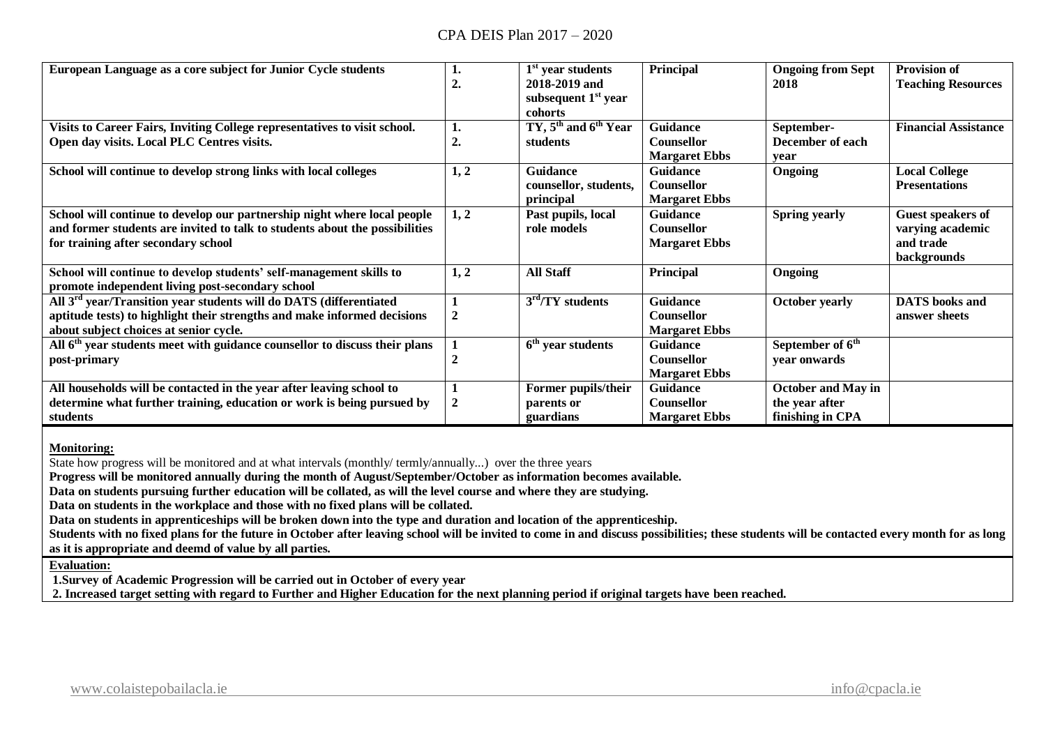| European Language as a core subject for Junior Cycle students | 1.<br>2. | 1st year students 2018-2019 and subsequent 1st year cohorts | Principal | Ongoing from Sept 2018 | Provision of Teaching Resources |
|---|---|---|---|---|---|
| Visits to Career Fairs, Inviting College representatives to visit school. Open day visits. Local PLC Centres visits. | 1.<br>2. | TY, 5th and 6th Year students | Guidance Counsellor Margaret Ebbs | September-December of each year | Financial Assistance |
| School will continue to develop strong links with local colleges | 1, 2 | Guidance counsellor, students, principal | Guidance Counsellor Margaret Ebbs | Ongoing | Local College Presentations |
| School will continue to develop our partnership night where local people and former students are invited to talk to students about the possibilities for training after secondary school | 1, 2 | Past pupils, local role models | Guidance Counsellor Margaret Ebbs | Spring yearly | Guest speakers of varying academic and trade backgrounds |
| School will continue to develop students' self-management skills to promote independent living post-secondary school | 1, 2 | All Staff | Principal | Ongoing | |
| All 3rd year/Transition year students will do DATS (differentiated aptitude tests) to highlight their strengths and make informed decisions about subject choices at senior cycle. | 1<br>2 | 3rd/TY students | Guidance Counsellor Margaret Ebbs | October yearly | DATS books and answer sheets |
| All 6th year students meet with guidance counsellor to discuss their plans post-primary | 1<br>2 | 6th year students | Guidance Counsellor Margaret Ebbs | September of 6th year onwards | |
| All households will be contacted in the year after leaving school to determine what further training, education or work is being pursued by students | 1<br>2 | Former pupils/their parents or guardians | Guidance Counsellor Margaret Ebbs | October and May in the year after finishing in CPA | |

**Monitoring:**

State how progress will be monitored and at what intervals (monthly/ termly/annually...) over the three years

**Progress will be monitored annually during the month of August/September/October as information becomes available.**

**Data on students pursuing further education will be collated, as will the level course and where they are studying.**

**Data on students in the workplace and those with no fixed plans will be collated.**

**Data on students in apprenticeships will be broken down into the type and duration and location of the apprenticeship.**

**Students with no fixed plans for the future in October after leaving school will be invited to come in and discuss possibilities; these students will be contacted every month for as long as it is appropriate and deemd of value by all parties.**

**Evaluation:**

**1.Survey of Academic Progression will be carried out in October of every year**

**2. Increased target setting with regard to Further and Higher Education for the next planning period if original targets have been reached.**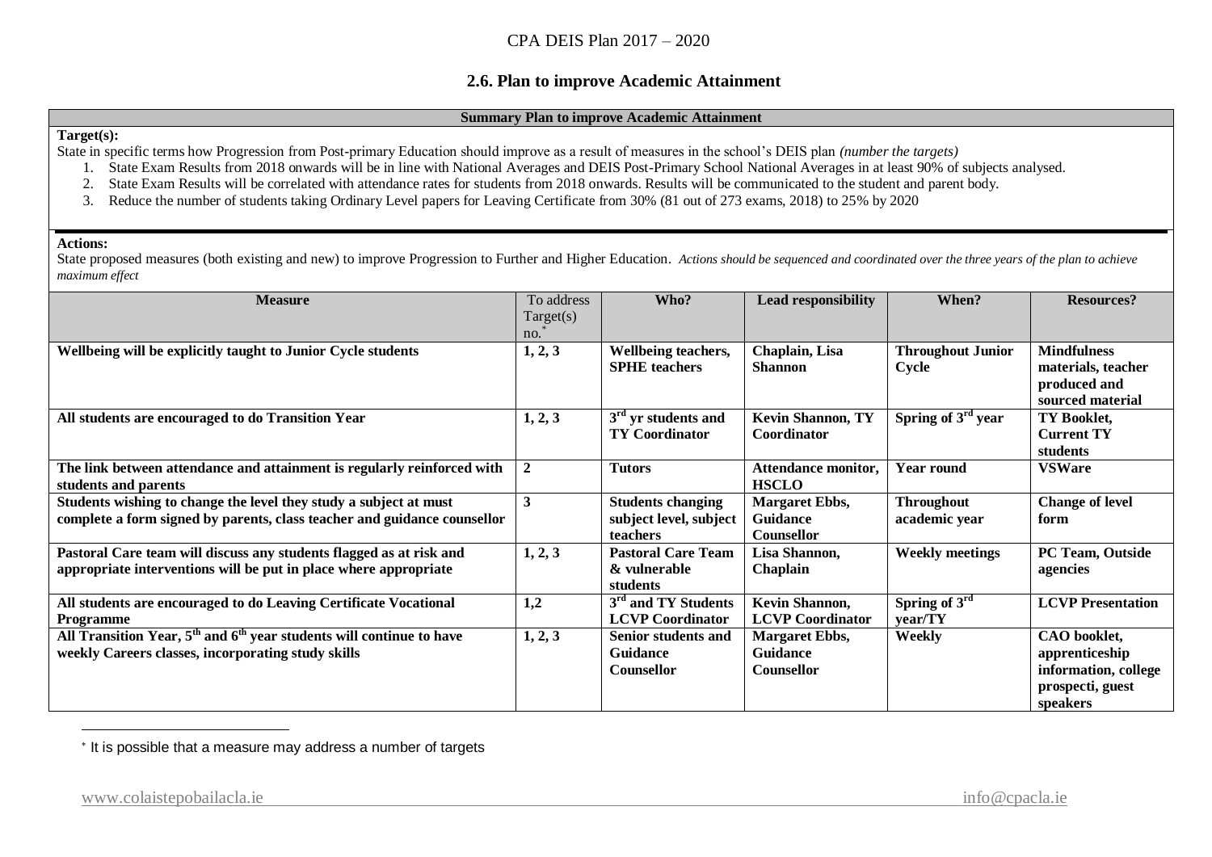## 2.6. Plan to improve Academic Attainment

**Summary Plan to improve Academic Attainment**

**Target(s):**

State in specific terms how Progression from Post-primary Education should improve as a result of measures in the school's DEIS plan *(number the targets)*

1. State Exam Results from 2018 onwards will be in line with National Averages and DEIS Post-Primary School National Averages in at least 90% of subjects analysed.
2. State Exam Results will be correlated with attendance rates for students from 2018 onwards. Results will be communicated to the student and parent body.
3. Reduce the number of students taking Ordinary Level papers for Leaving Certificate from 30% (81 out of 273 exams, 2018) to 25% by 2020

**Actions:**

State proposed measures (both existing and new) to improve Progression to Further and Higher Education. *Actions should be sequenced and coordinated over the three years of the plan to achieve maximum effect*

| Measure | To address Target(s) no.* | Who? | Lead responsibility | When? | Resources? |
|---|---|---|---|---|---|
| **Wellbeing will be explicitly taught to Junior Cycle students** | **1, 2, 3** | **Wellbeing teachers, SPHE teachers** | **Chaplain, Lisa Shannon** | **Throughout Junior Cycle** | **Mindfulness materials, teacher produced and sourced material** |
| **All students are encouraged to do Transition Year** | **1, 2, 3** | **3rd yr students and TY Coordinator** | **Kevin Shannon, TY Coordinator** | **Spring of 3rd year** | **TY Booklet, Current TY students** |
| **The link between attendance and attainment is regularly reinforced with students and parents** | **2** | **Tutors** | **Attendance monitor, HSCLO** | **Year round** | **VSWare** |
| **Students wishing to change the level they study a subject at must complete a form signed by parents, class teacher and guidance counsellor** | **3** | **Students changing subject level, subject teachers** | **Margaret Ebbs, Guidance Counsellor** | **Throughout academic year** | **Change of level form** |
| **Pastoral Care team will discuss any students flagged as at risk and appropriate interventions will be put in place where appropriate** | **1, 2, 3** | **Pastoral Care Team & vulnerable students** | **Lisa Shannon, Chaplain** | **Weekly meetings** | **PC Team, Outside agencies** |
| **All students are encouraged to do Leaving Certificate Vocational Programme** | **1,2** | **3rd and TY Students LCVP Coordinator** | **Kevin Shannon, LCVP Coordinator** | **Spring of 3rd year/TY** | **LCVP Presentation** |
| **All Transition Year, 5th and 6th year students will continue to have weekly Careers classes, incorporating study skills** | **1, 2, 3** | **Senior students and Guidance Counsellor** | **Margaret Ebbs, Guidance Counsellor** | **Weekly** | **CAO booklet, apprenticeship information, college prospecti, guest speakers** |

* It is possible that a measure may address a number of targets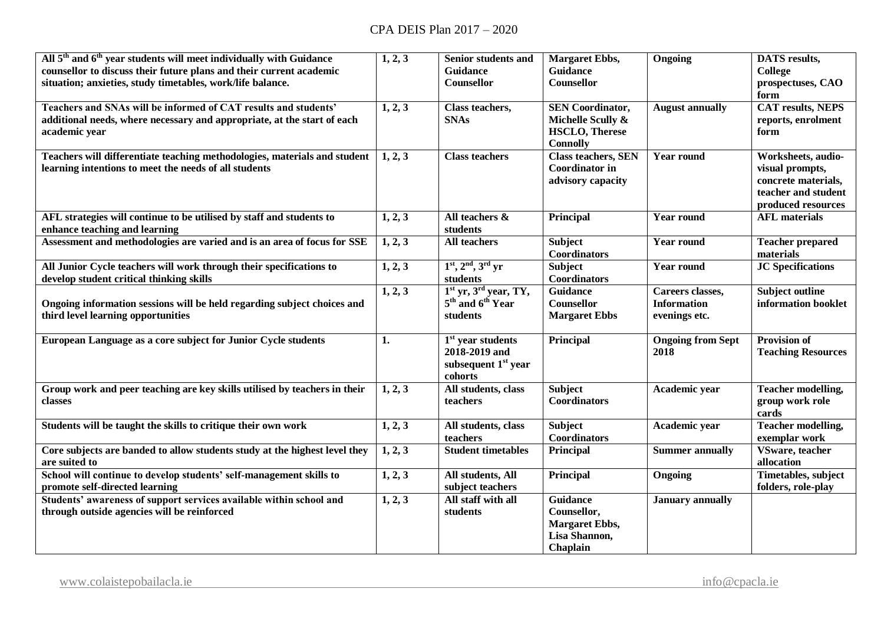| All 5th and 6th year students will meet individually with Guidance counsellor to discuss their future plans and their current academic situation; anxieties, study timetables, work/life balance. | 1, 2, 3 | Senior students and Guidance Counsellor | Margaret Ebbs, Guidance Counsellor | Ongoing | DATS results, College prospectuses, CAO form |
|---|---|---|---|---|---|
| Teachers and SNAs will be informed of CAT results and students' additional needs, where necessary and appropriate, at the start of each academic year | 1, 2, 3 | Class teachers, SNAs | SEN Coordinator, Michelle Scully & HSCLO, Therese Connolly | August annually | CAT results, NEPS reports, enrolment form |
| Teachers will differentiate teaching methodologies, materials and student learning intentions to meet the needs of all students | 1, 2, 3 | Class teachers | Class teachers, SEN Coordinator in advisory capacity | Year round | Worksheets, audio-visual prompts, concrete materials, teacher and student produced resources |
| AFL strategies will continue to be utilised by staff and students to enhance teaching and learning | 1, 2, 3 | All teachers & students | Principal | Year round | AFL materials |
| Assessment and methodologies are varied and is an area of focus for SSE | 1, 2, 3 | All teachers | Subject Coordinators | Year round | Teacher prepared materials |
| All Junior Cycle teachers will work through their specifications to develop student critical thinking skills | 1, 2, 3 | 1st, 2nd, 3rd yr students | Subject Coordinators | Year round | JC Specifications |
| Ongoing information sessions will be held regarding subject choices and third level learning opportunities | 1, 2, 3 | 1st yr, 3rd year, TY, 5th and 6th Year students | Guidance Counsellor Margaret Ebbs | Careers classes, Information evenings etc. | Subject outline information booklet |
| European Language as a core subject for Junior Cycle students | 1. | 1st year students 2018-2019 and subsequent 1st year cohorts | Principal | Ongoing from Sept 2018 | Provision of Teaching Resources |
| Group work and peer teaching are key skills utilised by teachers in their classes | 1, 2, 3 | All students, class teachers | Subject Coordinators | Academic year | Teacher modelling, group work role cards |
| Students will be taught the skills to critique their own work | 1, 2, 3 | All students, class teachers | Subject Coordinators | Academic year | Teacher modelling, exemplar work |
| Core subjects are banded to allow students study at the highest level they are suited to | 1, 2, 3 | Student timetables | Principal | Summer annually | VSware, teacher allocation |
| School will continue to develop students' self-management skills to promote self-directed learning | 1, 2, 3 | All students, All subject teachers | Principal | Ongoing | Timetables, subject folders, role-play |
| Students' awareness of support services available within school and through outside agencies will be reinforced | 1, 2, 3 | All staff with all students | Guidance Counsellor, Margaret Ebbs, Lisa Shannon, Chaplain | January annually | |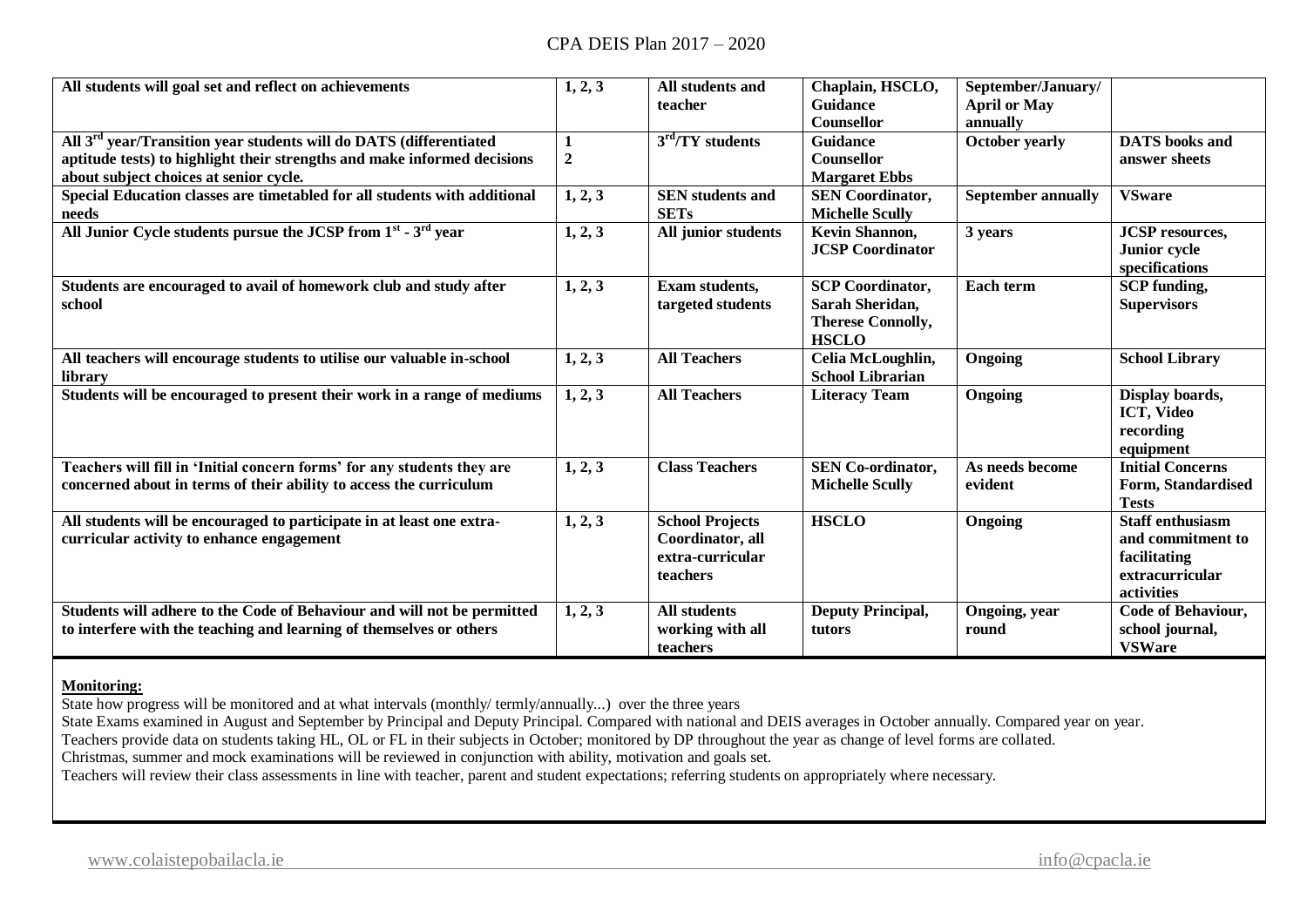| **All students will goal set and reflect on achievements** | **1, 2, 3** | **All students and teacher** | **Chaplain, HSCLO, Guidance Counsellor** | **September/January/ April or May annually** | |
|---|---|---|---|---|---|
| **All 3rd year/Transition year students will do DATS (differentiated aptitude tests) to highlight their strengths and make informed decisions about subject choices at senior cycle.** | **1 2** | **3rd/TY students** | **Guidance Counsellor Margaret Ebbs** | **October yearly** | **DATS books and answer sheets** |
| **Special Education classes are timetabled for all students with additional needs** | **1, 2, 3** | **SEN students and SETs** | **SEN Coordinator, Michelle Scully** | **September annually** | **VSware** |
| **All Junior Cycle students pursue the JCSP from 1st - 3rd year** | **1, 2, 3** | **All junior students** | **Kevin Shannon, JCSP Coordinator** | **3 years** | **JCSP resources, Junior cycle specifications** |
| **Students are encouraged to avail of homework club and study after school** | **1, 2, 3** | **Exam students, targeted students** | **SCP Coordinator, Sarah Sheridan, Therese Connolly, HSCLO** | **Each term** | **SCP funding, Supervisors** |
| **All teachers will encourage students to utilise our valuable in-school library** | **1, 2, 3** | **All Teachers** | **Celia McLoughlin, School Librarian** | **Ongoing** | **School Library** |
| **Students will be encouraged to present their work in a range of mediums** | **1, 2, 3** | **All Teachers** | **Literacy Team** | **Ongoing** | **Display boards, ICT, Video recording equipment** |
| **Teachers will fill in 'Initial concern forms' for any students they are concerned about in terms of their ability to access the curriculum** | **1, 2, 3** | **Class Teachers** | **SEN Co-ordinator, Michelle Scully** | **As needs become evident** | **Initial Concerns Form, Standardised Tests** |
| **All students will be encouraged to participate in at least one extra-curricular activity to enhance engagement** | **1, 2, 3** | **School Projects Coordinator, all extra-curricular teachers** | **HSCLO** | **Ongoing** | **Staff enthusiasm and commitment to facilitating extracurricular activities** |
| **Students will adhere to the Code of Behaviour and will not be permitted to interfere with the teaching and learning of themselves or others** | **1, 2, 3** | **All students working with all teachers** | **Deputy Principal, tutors** | **Ongoing, year round** | **Code of Behaviour, school journal, VSWare** |

**Monitoring:**

State how progress will be monitored and at what intervals (monthly/ termly/annually...) over the three years

State Exams examined in August and September by Principal and Deputy Principal. Compared with national and DEIS averages in October annually. Compared year on year.

Teachers provide data on students taking HL, OL or FL in their subjects in October; monitored by DP throughout the year as change of level forms are collated.

Christmas, summer and mock examinations will be reviewed in conjunction with ability, motivation and goals set.

Teachers will review their class assessments in line with teacher, parent and student expectations; referring students on appropriately where necessary.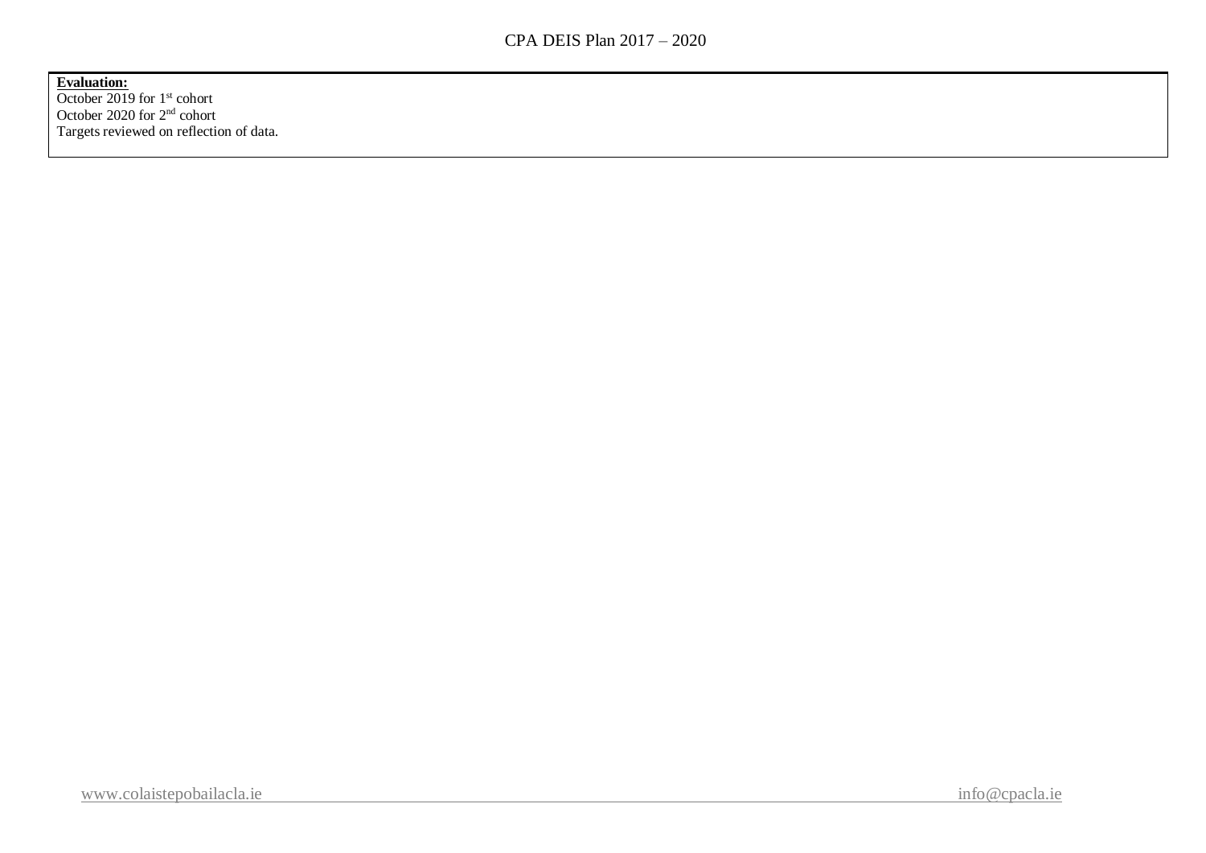**Evaluation:**

October 2019 for 1st cohort

October 2020 for 2nd cohort

Targets reviewed on reflection of data.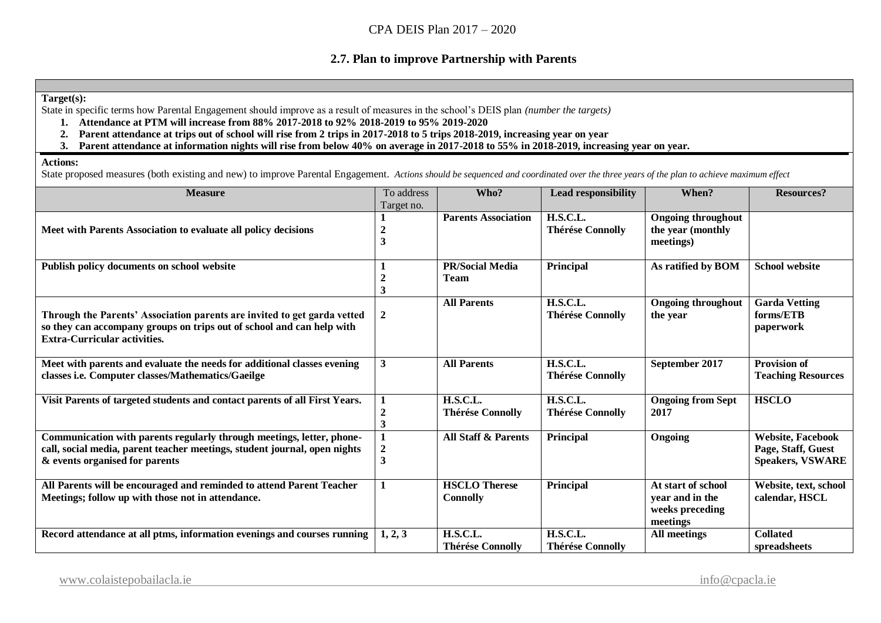## 2.7. Plan to improve Partnership with Parents

**Target(s):**

State in specific terms how Parental Engagement should improve as a result of measures in the school's DEIS plan *(number the targets)*

1. **Attendance at PTM will increase from 88% 2017-2018 to 92% 2018-2019 to 95% 2019-2020**
2. **Parent attendance at trips out of school will rise from 2 trips in 2017-2018 to 5 trips 2018-2019, increasing year on year**
3. **Parent attendance at information nights will rise from below 40% on average in 2017-2018 to 55% in 2018-2019, increasing year on year.**

**Actions:**

State proposed measures (both existing and new) to improve Parental Engagement. *Actions should be sequenced and coordinated over the three years of the plan to achieve maximum effect*

| Measure | To address Target no. | Who? | Lead responsibility | When? | Resources? |
|---|---|---|---|---|---|
| **Meet with Parents Association to evaluate all policy decisions** | **1 2 3** | **Parents Association** | **H.S.C.L. Thérése Connolly** | **Ongoing throughout the year (monthly meetings)** | |
| **Publish policy documents on school website** | **1 2 3** | **PR/Social Media Team** | **Principal** | **As ratified by BOM** | **School website** |
| **Through the Parents' Association parents are invited to get garda vetted so they can accompany groups on trips out of school and can help with Extra-Curricular activities.** | **2** | **All Parents** | **H.S.C.L. Thérése Connolly** | **Ongoing throughout the year** | **Garda Vetting forms/ETB paperwork** |
| **Meet with parents and evaluate the needs for additional classes evening classes i.e. Computer classes/Mathematics/Gaeilge** | **3** | **All Parents** | **H.S.C.L. Thérése Connolly** | **September 2017** | **Provision of Teaching Resources** |
| **Visit Parents of targeted students and contact parents of all First Years.** | **1 2 3** | **H.S.C.L. Thérése Connolly** | **H.S.C.L. Thérése Connolly** | **Ongoing from Sept 2017** | **HSCLO** |
| **Communication with parents regularly through meetings, letter, phone-call, social media, parent teacher meetings, student journal, open nights & events organised for parents** | **1 2 3** | **All Staff & Parents** | **Principal** | **Ongoing** | **Website, Facebook Page, Staff, Guest Speakers, VSWARE** |
| **All Parents will be encouraged and reminded to attend Parent Teacher Meetings; follow up with those not in attendance.** | **1** | **HSCLO Therese Connolly** | **Principal** | **At start of school year and in the weeks preceding meetings** | **Website, text, school calendar, HSCL** |
| **Record attendance at all ptms, information evenings and courses running** | **1, 2, 3** | **H.S.C.L. Thérése Connolly** | **H.S.C.L. Thérése Connolly** | **All meetings** | **Collated spreadsheets** |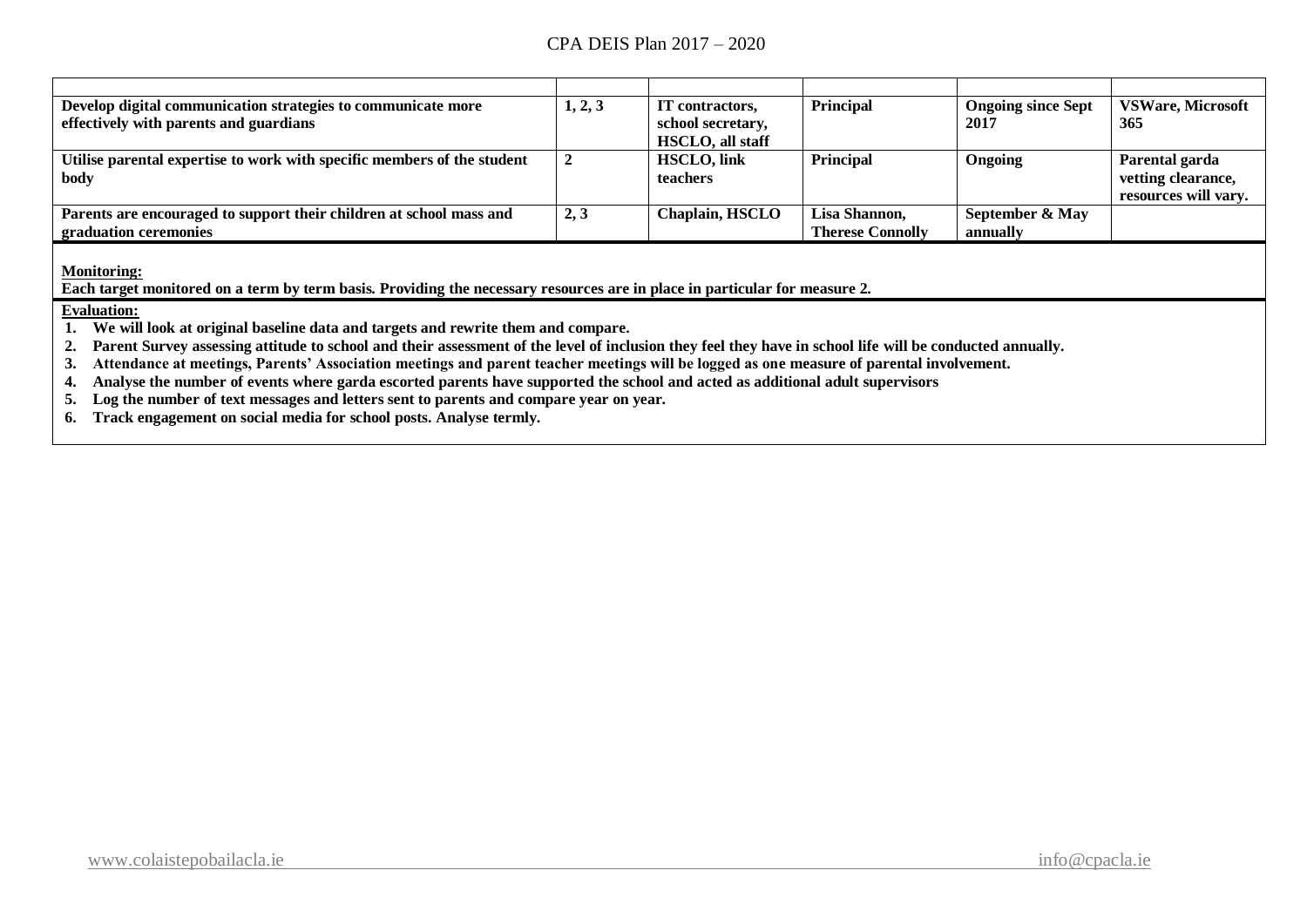| | | | | | |
|---|---|---|---|---|---|
| **Develop digital communication strategies to communicate more effectively with parents and guardians** | **1, 2, 3** | **IT contractors, school secretary, HSCLO, all staff** | **Principal** | **Ongoing since Sept 2017** | **VSWare, Microsoft 365** |
| **Utilise parental expertise to work with specific members of the student body** | **2** | **HSCLO, link teachers** | **Principal** | **Ongoing** | **Parental garda vetting clearance, resources will vary.** |
| **Parents are encouraged to support their children at school mass and graduation ceremonies** | **2, 3** | **Chaplain, HSCLO** | **Lisa Shannon, Therese Connolly** | **September & May annually** | |

**Monitoring:**

**Each target monitored on a term by term basis. Providing the necessary resources are in place in particular for measure 2.**

**Evaluation:**

1. **We will look at original baseline data and targets and rewrite them and compare.**
2. **Parent Survey assessing attitude to school and their assessment of the level of inclusion they feel they have in school life will be conducted annually.**
3. **Attendance at meetings, Parents' Association meetings and parent teacher meetings will be logged as one measure of parental involvement.**
4. **Analyse the number of events where garda escorted parents have supported the school and acted as additional adult supervisors**
5. **Log the number of text messages and letters sent to parents and compare year on year.**
6. **Track engagement on social media for school posts. Analyse termly.**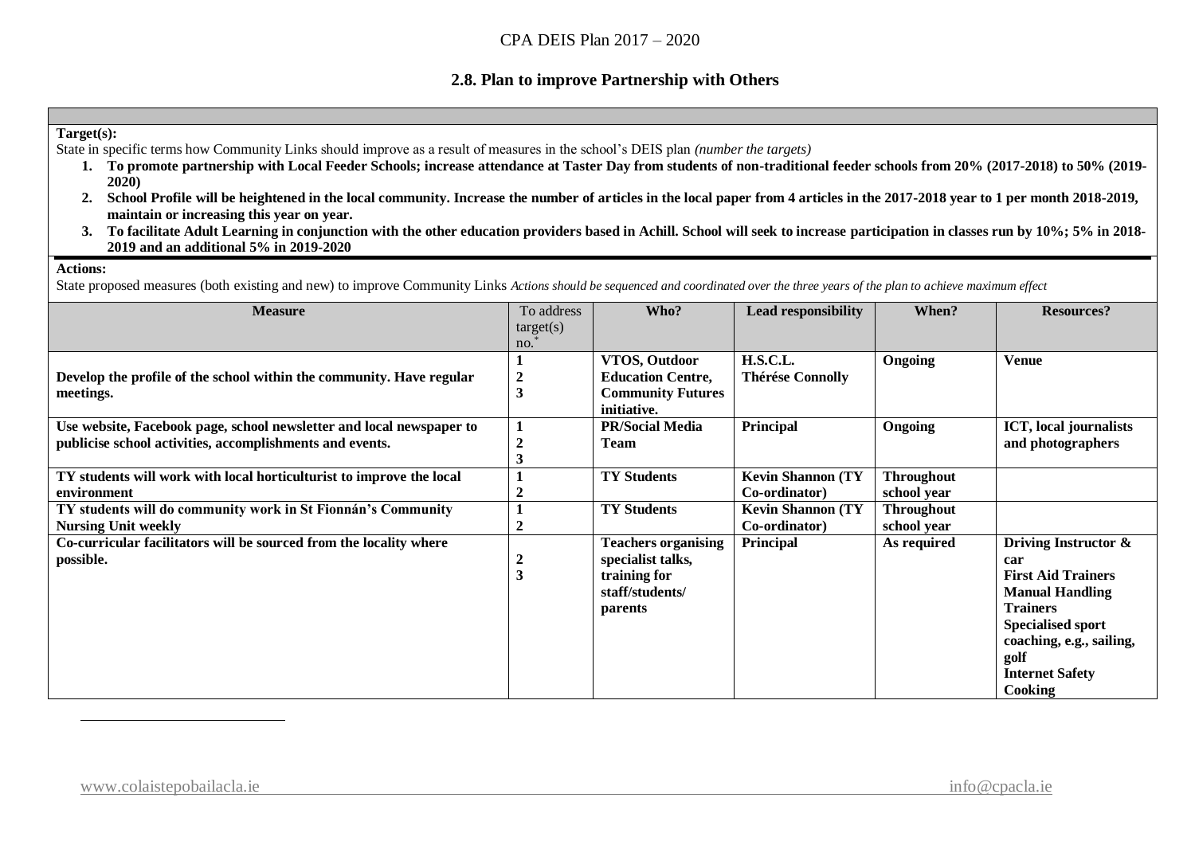## 2.8. Plan to improve Partnership with Others

**Target(s):**

State in specific terms how Community Links should improve as a result of measures in the school's DEIS plan *(number the targets)*

1. **To promote partnership with Local Feeder Schools; increase attendance at Taster Day from students of non-traditional feeder schools from 20% (2017-2018) to 50% (2019-2020)**
2. **School Profile will be heightened in the local community. Increase the number of articles in the local paper from 4 articles in the 2017-2018 year to 1 per month 2018-2019, maintain or increasing this year on year.**
3. **To facilitate Adult Learning in conjunction with the other education providers based in Achill. School will seek to increase participation in classes run by 10%; 5% in 2018-2019 and an additional 5% in 2019-2020**

**Actions:**

State proposed measures (both existing and new) to improve Community Links *Actions should be sequenced and coordinated over the three years of the plan to achieve maximum effect*

| Measure | To address target(s) no.* | Who? | Lead responsibility | When? | Resources? |
|---|---|---|---|---|---|
| **Develop the profile of the school within the community. Have regular meetings.** | **1 2 3** | **VTOS, Outdoor Education Centre, Community Futures initiative.** | **H.S.C.L. Thérése Connolly** | **Ongoing** | **Venue** |
| **Use website, Facebook page, school newsletter and local newspaper to publicise school activities, accomplishments and events.** | **1 2 3** | **PR/Social Media Team** | **Principal** | **Ongoing** | **ICT, local journalists and photographers** |
| **TY students will work with local horticulturist to improve the local environment** | **1 2** | **TY Students** | **Kevin Shannon (TY Co-ordinator)** | **Throughout school year** | |
| **TY students will do community work in St Fionnán's Community Nursing Unit weekly** | **1 2** | **TY Students** | **Kevin Shannon (TY Co-ordinator)** | **Throughout school year** | |
| **Co-curricular facilitators will be sourced from the locality where possible.** | **2 3** | **Teachers organising specialist talks, training for staff/students/ parents** | **Principal** | **As required** | **Driving Instructor & car; First Aid Trainers; Manual Handling Trainers; Specialised sport coaching, e.g., sailing, golf; Internet Safety; Cooking** |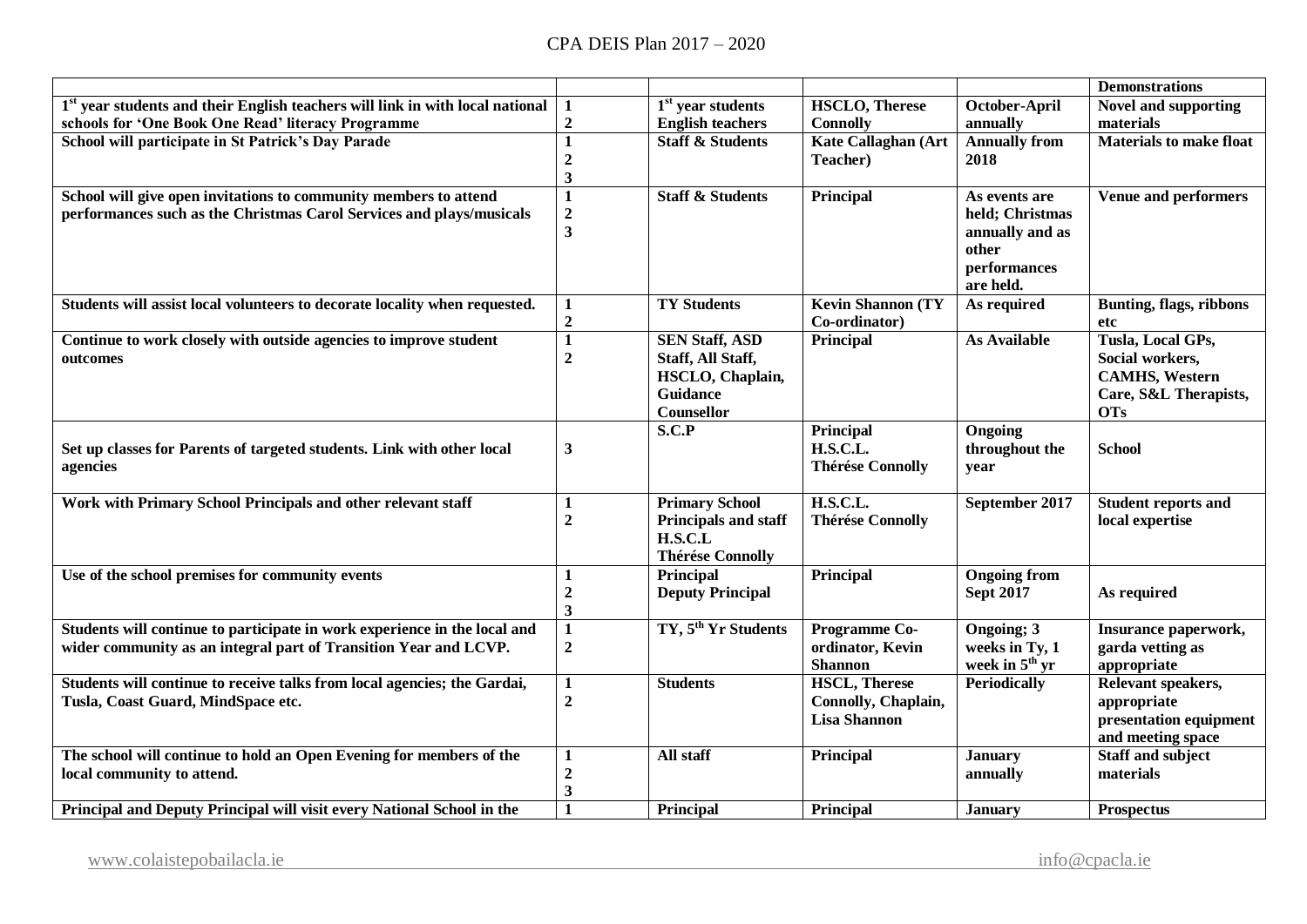| | | | | | |
|---|---|---|---|---|---|
| | | | | | **Demonstrations** |
| **1st year students and their English teachers will link in with local national schools for 'One Book One Read' literacy Programme** | **1 2** | **1st year students English teachers** | **HSCLO, Therese Connolly** | **October-April annually** | **Novel and supporting materials** |
| **School will participate in St Patrick's Day Parade** | **1 2 3** | **Staff & Students** | **Kate Callaghan (Art Teacher)** | **Annually from 2018** | **Materials to make float** |
| **School will give open invitations to community members to attend performances such as the Christmas Carol Services and plays/musicals** | **1 2 3** | **Staff & Students** | **Principal** | **As events are held; Christmas annually and as other performances are held.** | **Venue and performers** |
| **Students will assist local volunteers to decorate locality when requested.** | **1 2** | **TY Students** | **Kevin Shannon (TY Co-ordinator)** | **As required** | **Bunting, flags, ribbons etc** |
| **Continue to work closely with outside agencies to improve student outcomes** | **1 2** | **SEN Staff, ASD Staff, All Staff, HSCLO, Chaplain, Guidance Counsellor** | **Principal** | **As Available** | **Tusla, Local GPs, Social workers, CAMHS, Western Care, S&L Therapists, OTs** |
| **Set up classes for Parents of targeted students. Link with other local agencies** | **3** | **S.C.P** | **Principal H.S.C.L. Thérése Connolly** | **Ongoing throughout the year** | **School** |
| **Work with Primary School Principals and other relevant staff** | **1 2** | **Primary School Principals and staff H.S.C.L Thérése Connolly** | **H.S.C.L. Thérése Connolly** | **September 2017** | **Student reports and local expertise** |
| **Use of the school premises for community events** | **1 2 3** | **Principal Deputy Principal** | **Principal** | **Ongoing from Sept 2017** | **As required** |
| **Students will continue to participate in work experience in the local and wider community as an integral part of Transition Year and LCVP.** | **1 2** | **TY, 5th Yr Students** | **Programme Co-ordinator, Kevin Shannon** | **Ongoing; 3 weeks in Ty, 1 week in 5th yr** | **Insurance paperwork, garda vetting as appropriate** |
| **Students will continue to receive talks from local agencies; the Gardai, Tusla, Coast Guard, MindSpace etc.** | **1 2** | **Students** | **HSCL, Therese Connolly, Chaplain, Lisa Shannon** | **Periodically** | **Relevant speakers, appropriate presentation equipment and meeting space** |
| **The school will continue to hold an Open Evening for members of the local community to attend.** | **1 2 3** | **All staff** | **Principal** | **January annually** | **Staff and subject materials** |
| **Principal and Deputy Principal will visit every National School in the** | **1** | **Principal** | **Principal** | **January** | **Prospectus** |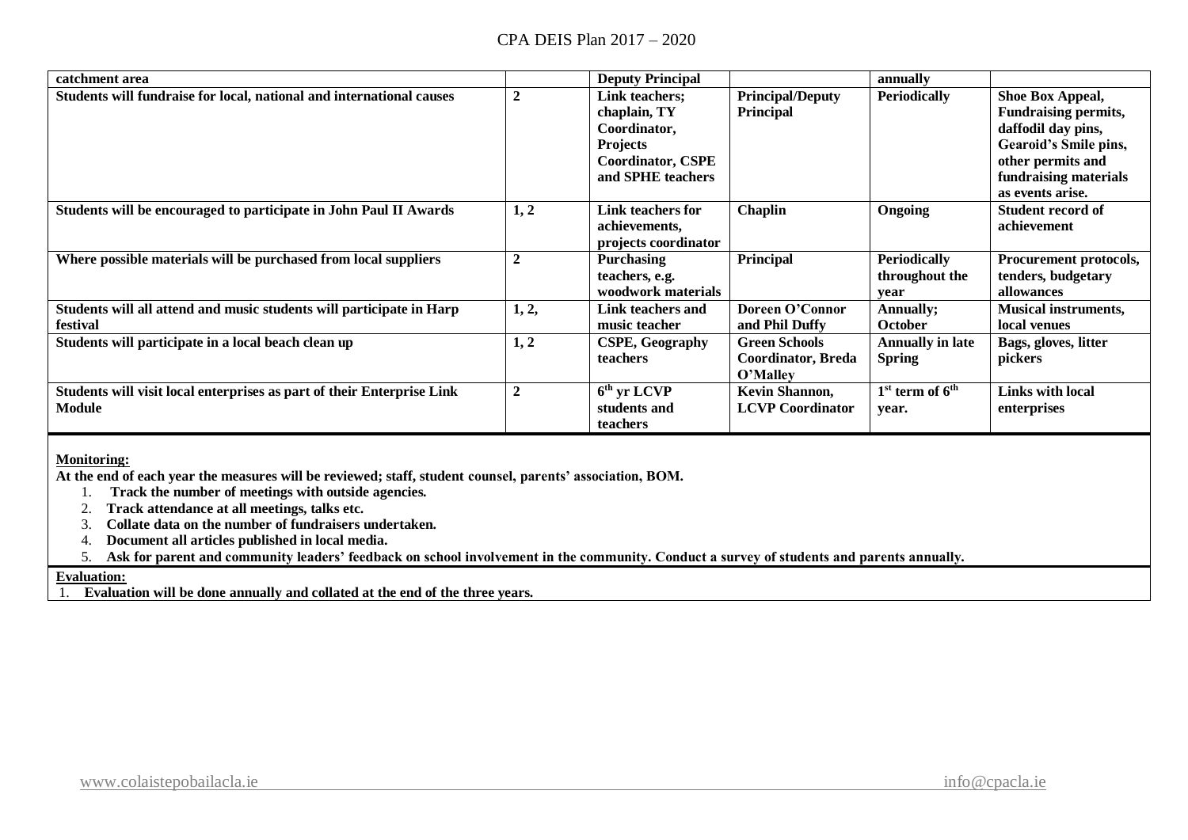| catchment area | | Deputy Principal | | annually | |
|---|---|---|---|---|---|
| **Students will fundraise for local, national and international causes** | **2** | **Link teachers; chaplain, TY Coordinator, Projects Coordinator, CSPE and SPHE teachers** | **Principal/Deputy Principal** | **Periodically** | **Shoe Box Appeal, Fundraising permits, daffodil day pins, Gearoid's Smile pins, other permits and fundraising materials as events arise.** |
| **Students will be encouraged to participate in John Paul II Awards** | **1, 2** | **Link teachers for achievements, projects coordinator** | **Chaplin** | **Ongoing** | **Student record of achievement** |
| **Where possible materials will be purchased from local suppliers** | **2** | **Purchasing teachers, e.g. woodwork materials** | **Principal** | **Periodically throughout the year** | **Procurement protocols, tenders, budgetary allowances** |
| **Students will all attend and music students will participate in Harp festival** | **1, 2,** | **Link teachers and music teacher** | **Doreen O'Connor and Phil Duffy** | **Annually; October** | **Musical instruments, local venues** |
| **Students will participate in a local beach clean up** | **1, 2** | **CSPE, Geography teachers** | **Green Schools Coordinator, Breda O'Malley** | **Annually in late Spring** | **Bags, gloves, litter pickers** |
| **Students will visit local enterprises as part of their Enterprise Link Module** | **2** | **6th yr LCVP students and teachers** | **Kevin Shannon, LCVP Coordinator** | **1st term of 6th year.** | **Links with local enterprises** |

**Monitoring:**

**At the end of each year the measures will be reviewed; staff, student counsel, parents' association, BOM.**

1. **Track the number of meetings with outside agencies.**
2. **Track attendance at all meetings, talks etc.**
3. **Collate data on the number of fundraisers undertaken.**
4. **Document all articles published in local media.**
5. **Ask for parent and community leaders' feedback on school involvement in the community. Conduct a survey of students and parents annually.**

**Evaluation:**

1. **Evaluation will be done annually and collated at the end of the three years.**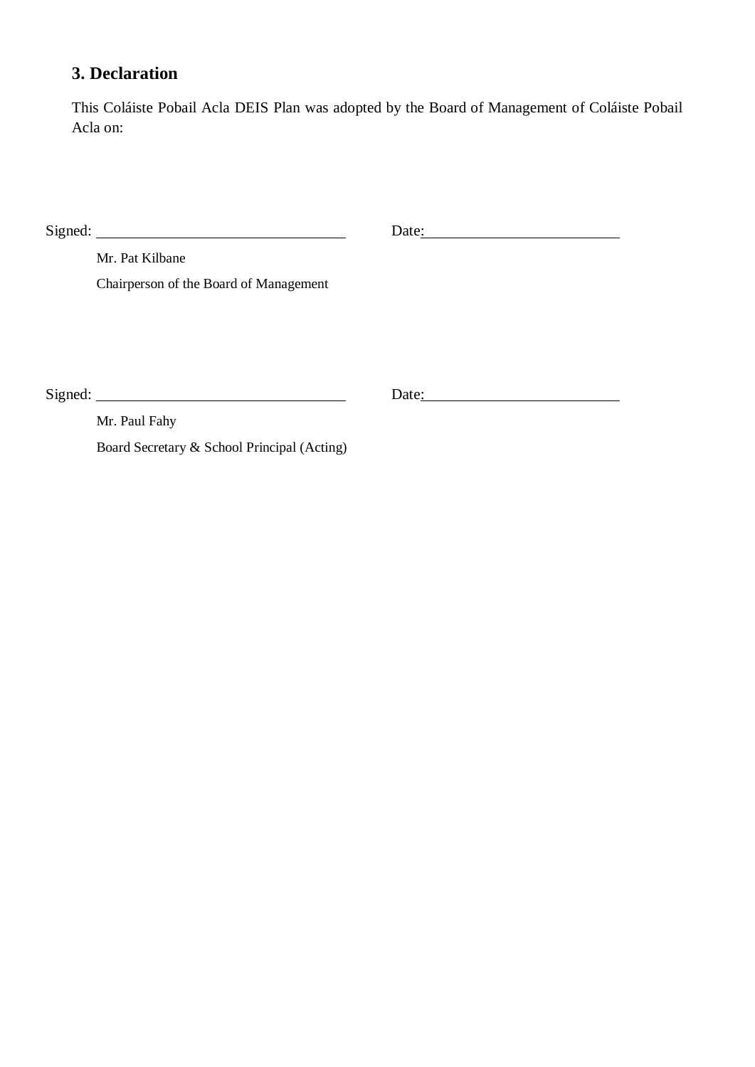## 3. Declaration

This Coláiste Pobail Acla DEIS Plan was adopted by the Board of Management of Coláiste Pobail Acla on:

Signed: ______________________________ Date: ______________________

Mr. Pat Kilbane

Chairperson of the Board of Management

Signed: ______________________________ Date: ______________________

Mr. Paul Fahy

Board Secretary & School Principal (Acting)